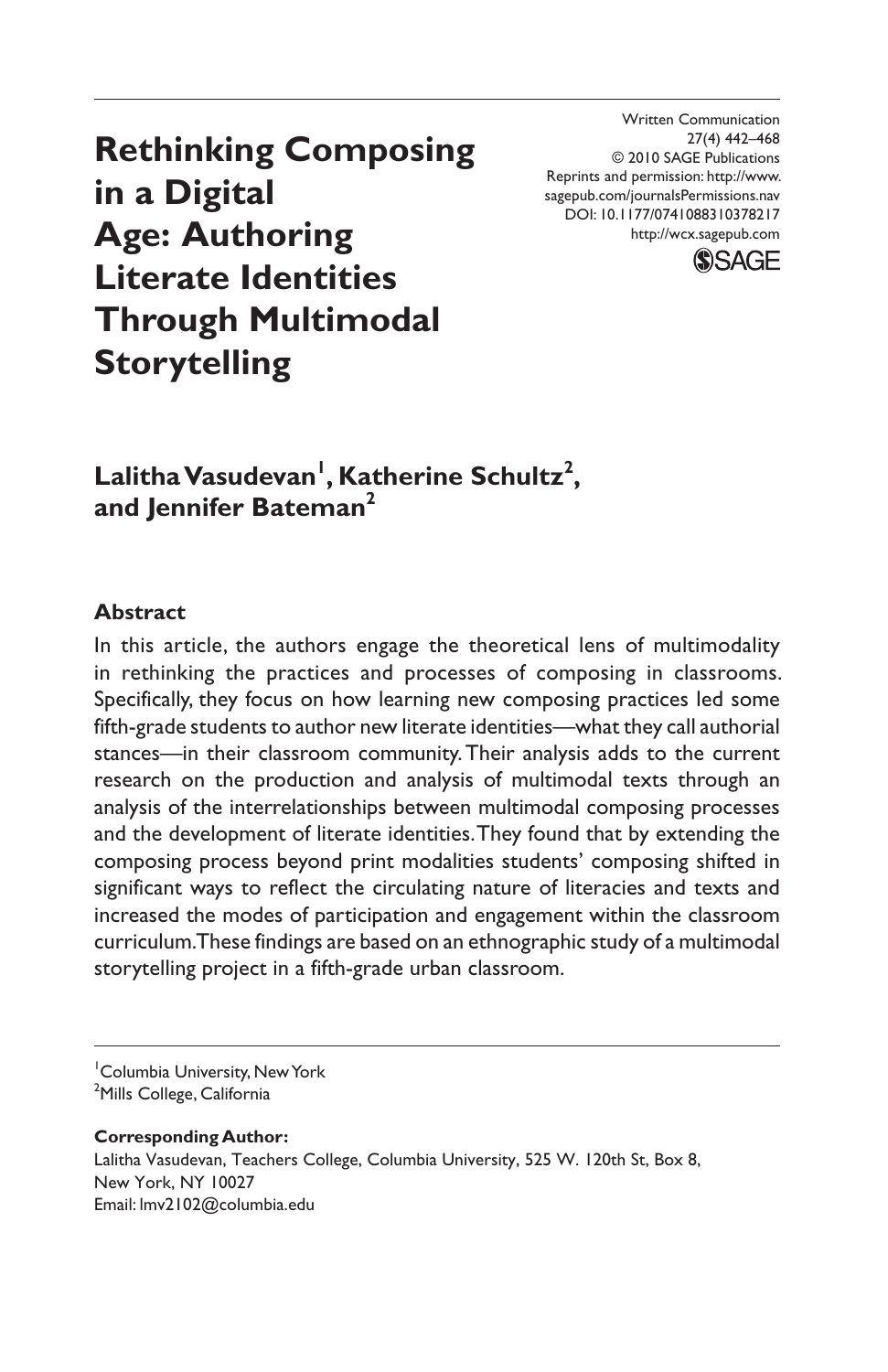# Rethinking Composing in a Digital Age: Authoring Literate Identities Through Multimodal Storytelling

Written Communication
27(4) 442–468
© 2010 SAGE Publications
Reprints and permission: http://www.sagepub.com/journalsPermissions.nav
DOI: 10.1177/0741088310378217
http://wcx.sagepub.com

**Lalitha Vasudevan[1], Katherine Schultz[2], and Jennifer Bateman[2]**

## Abstract

In this article, the authors engage the theoretical lens of multimodality in rethinking the practices and processes of composing in classrooms. Specifically, they focus on how learning new composing practices led some fifth-grade students to author new literate identities—what they call authorial stances—in their classroom community. Their analysis adds to the current research on the production and analysis of multimodal texts through an analysis of the interrelationships between multimodal composing processes and the development of literate identities. They found that by extending the composing process beyond print modalities students' composing shifted in significant ways to reflect the circulating nature of literacies and texts and increased the modes of participation and engagement within the classroom curriculum. These findings are based on an ethnographic study of a multimodal storytelling project in a fifth-grade urban classroom.

[1]Columbia University, New York
[2]Mills College, California

**Corresponding Author:**
Lalitha Vasudevan, Teachers College, Columbia University, 525 W. 120th St, Box 8, New York, NY 10027
Email: lmv2102@columbia.edu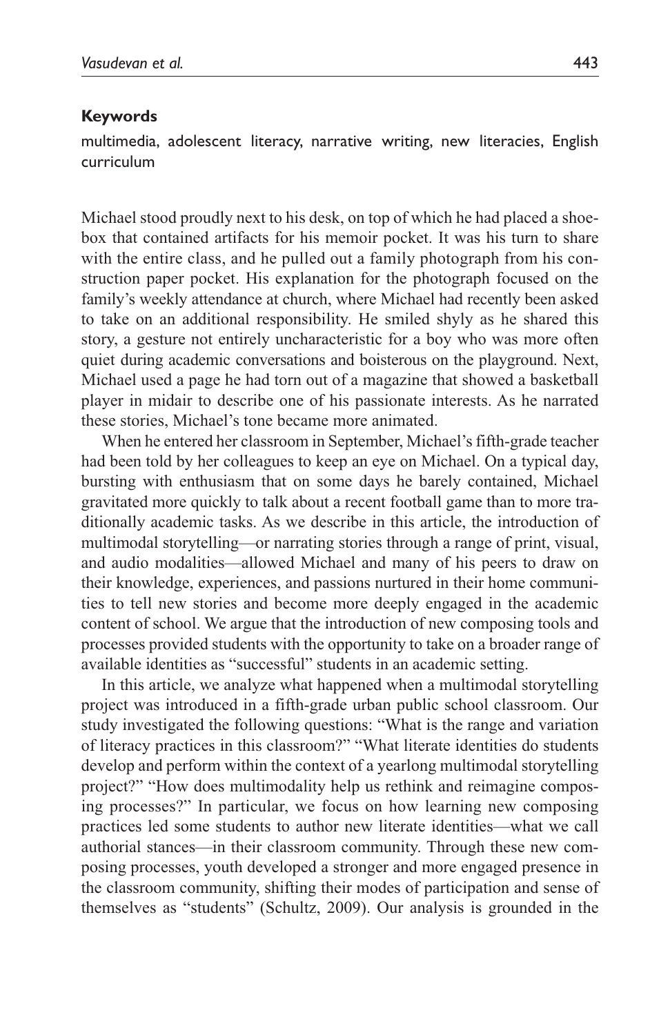**Keywords**

multimedia, adolescent literacy, narrative writing, new literacies, English curriculum

Michael stood proudly next to his desk, on top of which he had placed a shoebox that contained artifacts for his memoir pocket. It was his turn to share with the entire class, and he pulled out a family photograph from his construction paper pocket. His explanation for the photograph focused on the family's weekly attendance at church, where Michael had recently been asked to take on an additional responsibility. He smiled shyly as he shared this story, a gesture not entirely uncharacteristic for a boy who was more often quiet during academic conversations and boisterous on the playground. Next, Michael used a page he had torn out of a magazine that showed a basketball player in midair to describe one of his passionate interests. As he narrated these stories, Michael's tone became more animated.

When he entered her classroom in September, Michael's fifth-grade teacher had been told by her colleagues to keep an eye on Michael. On a typical day, bursting with enthusiasm that on some days he barely contained, Michael gravitated more quickly to talk about a recent football game than to more traditionally academic tasks. As we describe in this article, the introduction of multimodal storytelling—or narrating stories through a range of print, visual, and audio modalities—allowed Michael and many of his peers to draw on their knowledge, experiences, and passions nurtured in their home communities to tell new stories and become more deeply engaged in the academic content of school. We argue that the introduction of new composing tools and processes provided students with the opportunity to take on a broader range of available identities as "successful" students in an academic setting.

In this article, we analyze what happened when a multimodal storytelling project was introduced in a fifth-grade urban public school classroom. Our study investigated the following questions: "What is the range and variation of literacy practices in this classroom?" "What literate identities do students develop and perform within the context of a yearlong multimodal storytelling project?" "How does multimodality help us rethink and reimagine composing processes?" In particular, we focus on how learning new composing practices led some students to author new literate identities—what we call authorial stances—in their classroom community. Through these new composing processes, youth developed a stronger and more engaged presence in the classroom community, shifting their modes of participation and sense of themselves as "students" (Schultz, 2009). Our analysis is grounded in the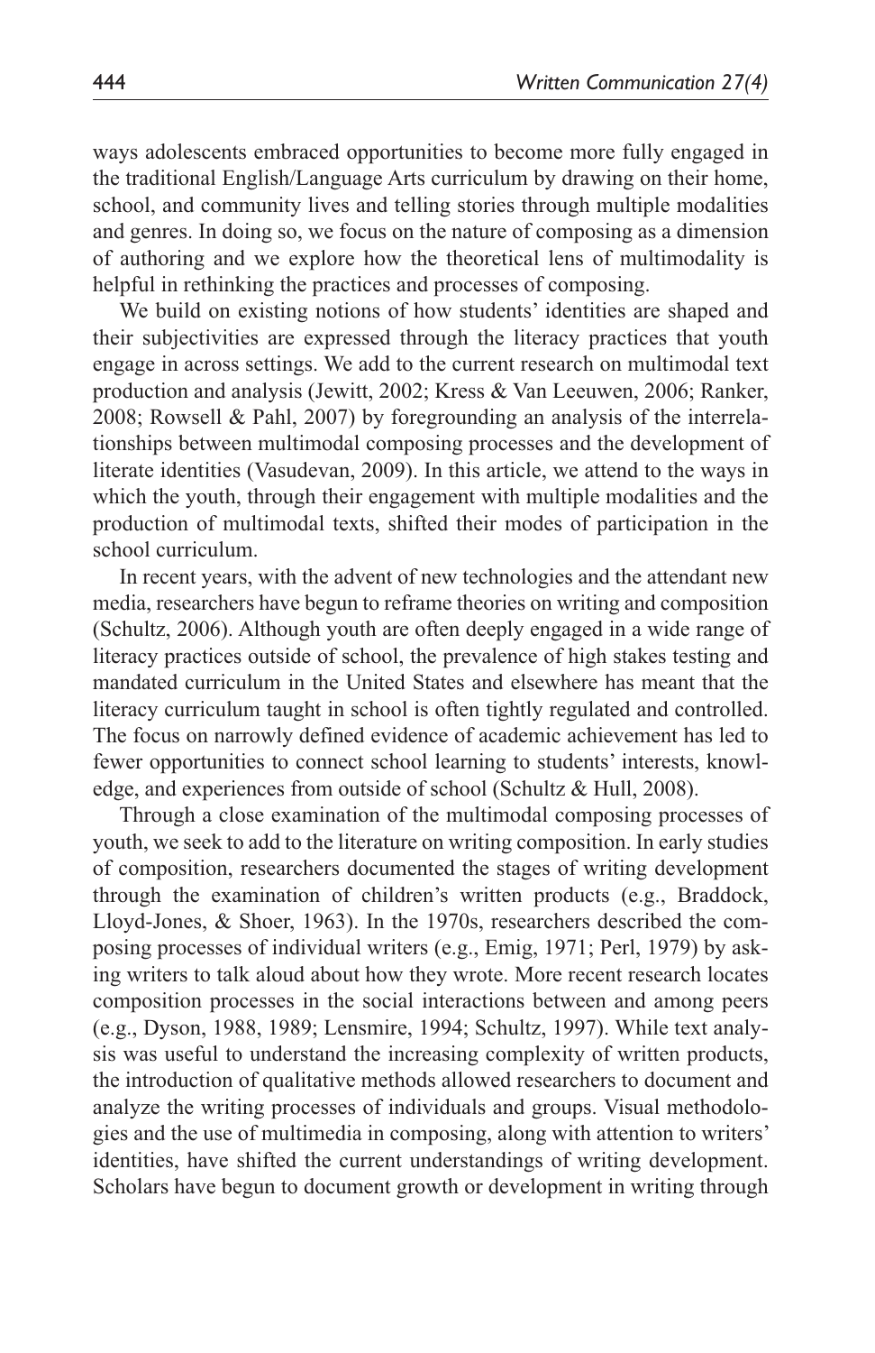ways adolescents embraced opportunities to become more fully engaged in the traditional English/Language Arts curriculum by drawing on their home, school, and community lives and telling stories through multiple modalities and genres. In doing so, we focus on the nature of composing as a dimension of authoring and we explore how the theoretical lens of multimodality is helpful in rethinking the practices and processes of composing.

We build on existing notions of how students' identities are shaped and their subjectivities are expressed through the literacy practices that youth engage in across settings. We add to the current research on multimodal text production and analysis (Jewitt, 2002; Kress & Van Leeuwen, 2006; Ranker, 2008; Rowsell & Pahl, 2007) by foregrounding an analysis of the interrelationships between multimodal composing processes and the development of literate identities (Vasudevan, 2009). In this article, we attend to the ways in which the youth, through their engagement with multiple modalities and the production of multimodal texts, shifted their modes of participation in the school curriculum.

In recent years, with the advent of new technologies and the attendant new media, researchers have begun to reframe theories on writing and composition (Schultz, 2006). Although youth are often deeply engaged in a wide range of literacy practices outside of school, the prevalence of high stakes testing and mandated curriculum in the United States and elsewhere has meant that the literacy curriculum taught in school is often tightly regulated and controlled. The focus on narrowly defined evidence of academic achievement has led to fewer opportunities to connect school learning to students' interests, knowledge, and experiences from outside of school (Schultz & Hull, 2008).

Through a close examination of the multimodal composing processes of youth, we seek to add to the literature on writing composition. In early studies of composition, researchers documented the stages of writing development through the examination of children's written products (e.g., Braddock, Lloyd-Jones, & Shoer, 1963). In the 1970s, researchers described the composing processes of individual writers (e.g., Emig, 1971; Perl, 1979) by asking writers to talk aloud about how they wrote. More recent research locates composition processes in the social interactions between and among peers (e.g., Dyson, 1988, 1989; Lensmire, 1994; Schultz, 1997). While text analysis was useful to understand the increasing complexity of written products, the introduction of qualitative methods allowed researchers to document and analyze the writing processes of individuals and groups. Visual methodologies and the use of multimedia in composing, along with attention to writers' identities, have shifted the current understandings of writing development. Scholars have begun to document growth or development in writing through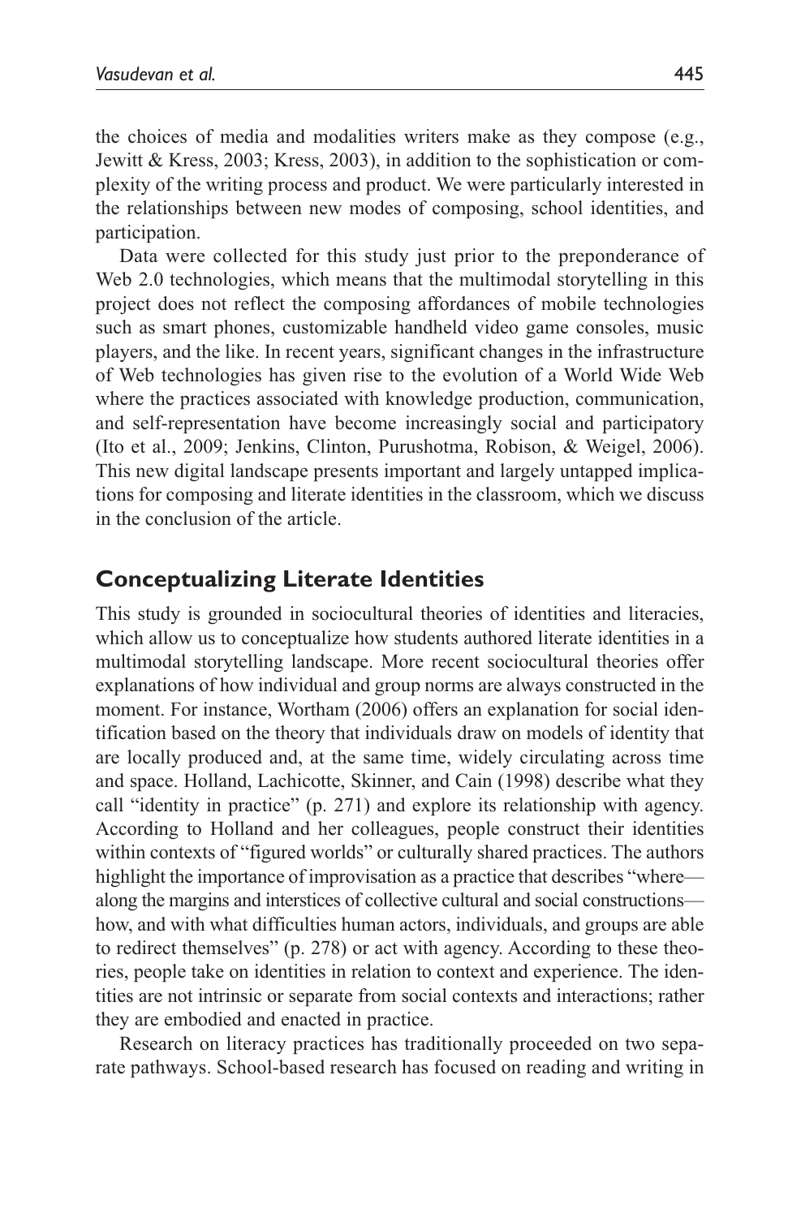the choices of media and modalities writers make as they compose (e.g., Jewitt & Kress, 2003; Kress, 2003), in addition to the sophistication or complexity of the writing process and product. We were particularly interested in the relationships between new modes of composing, school identities, and participation.

Data were collected for this study just prior to the preponderance of Web 2.0 technologies, which means that the multimodal storytelling in this project does not reflect the composing affordances of mobile technologies such as smart phones, customizable handheld video game consoles, music players, and the like. In recent years, significant changes in the infrastructure of Web technologies has given rise to the evolution of a World Wide Web where the practices associated with knowledge production, communication, and self-representation have become increasingly social and participatory (Ito et al., 2009; Jenkins, Clinton, Purushotma, Robison, & Weigel, 2006). This new digital landscape presents important and largely untapped implications for composing and literate identities in the classroom, which we discuss in the conclusion of the article.

## Conceptualizing Literate Identities

This study is grounded in sociocultural theories of identities and literacies, which allow us to conceptualize how students authored literate identities in a multimodal storytelling landscape. More recent sociocultural theories offer explanations of how individual and group norms are always constructed in the moment. For instance, Wortham (2006) offers an explanation for social identification based on the theory that individuals draw on models of identity that are locally produced and, at the same time, widely circulating across time and space. Holland, Lachicotte, Skinner, and Cain (1998) describe what they call "identity in practice" (p. 271) and explore its relationship with agency. According to Holland and her colleagues, people construct their identities within contexts of "figured worlds" or culturally shared practices. The authors highlight the importance of improvisation as a practice that describes "where—along the margins and interstices of collective cultural and social constructions—how, and with what difficulties human actors, individuals, and groups are able to redirect themselves" (p. 278) or act with agency. According to these theories, people take on identities in relation to context and experience. The identities are not intrinsic or separate from social contexts and interactions; rather they are embodied and enacted in practice.

Research on literacy practices has traditionally proceeded on two separate pathways. School-based research has focused on reading and writing in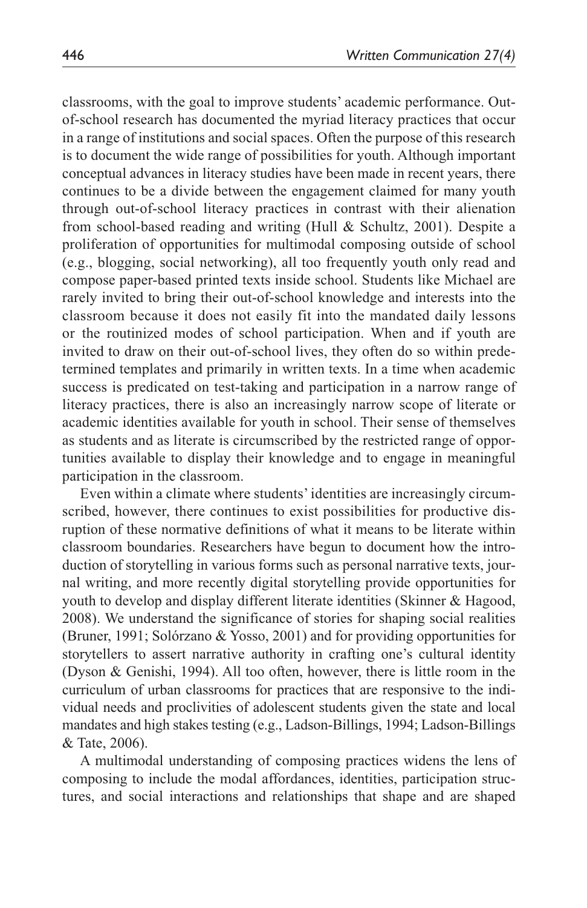classrooms, with the goal to improve students' academic performance. Out-of-school research has documented the myriad literacy practices that occur in a range of institutions and social spaces. Often the purpose of this research is to document the wide range of possibilities for youth. Although important conceptual advances in literacy studies have been made in recent years, there continues to be a divide between the engagement claimed for many youth through out-of-school literacy practices in contrast with their alienation from school-based reading and writing (Hull & Schultz, 2001). Despite a proliferation of opportunities for multimodal composing outside of school (e.g., blogging, social networking), all too frequently youth only read and compose paper-based printed texts inside school. Students like Michael are rarely invited to bring their out-of-school knowledge and interests into the classroom because it does not easily fit into the mandated daily lessons or the routinized modes of school participation. When and if youth are invited to draw on their out-of-school lives, they often do so within predetermined templates and primarily in written texts. In a time when academic success is predicated on test-taking and participation in a narrow range of literacy practices, there is also an increasingly narrow scope of literate or academic identities available for youth in school. Their sense of themselves as students and as literate is circumscribed by the restricted range of opportunities available to display their knowledge and to engage in meaningful participation in the classroom.

Even within a climate where students' identities are increasingly circumscribed, however, there continues to exist possibilities for productive disruption of these normative definitions of what it means to be literate within classroom boundaries. Researchers have begun to document how the introduction of storytelling in various forms such as personal narrative texts, journal writing, and more recently digital storytelling provide opportunities for youth to develop and display different literate identities (Skinner & Hagood, 2008). We understand the significance of stories for shaping social realities (Bruner, 1991; Solórzano & Yosso, 2001) and for providing opportunities for storytellers to assert narrative authority in crafting one's cultural identity (Dyson & Genishi, 1994). All too often, however, there is little room in the curriculum of urban classrooms for practices that are responsive to the individual needs and proclivities of adolescent students given the state and local mandates and high stakes testing (e.g., Ladson-Billings, 1994; Ladson-Billings & Tate, 2006).

A multimodal understanding of composing practices widens the lens of composing to include the modal affordances, identities, participation structures, and social interactions and relationships that shape and are shaped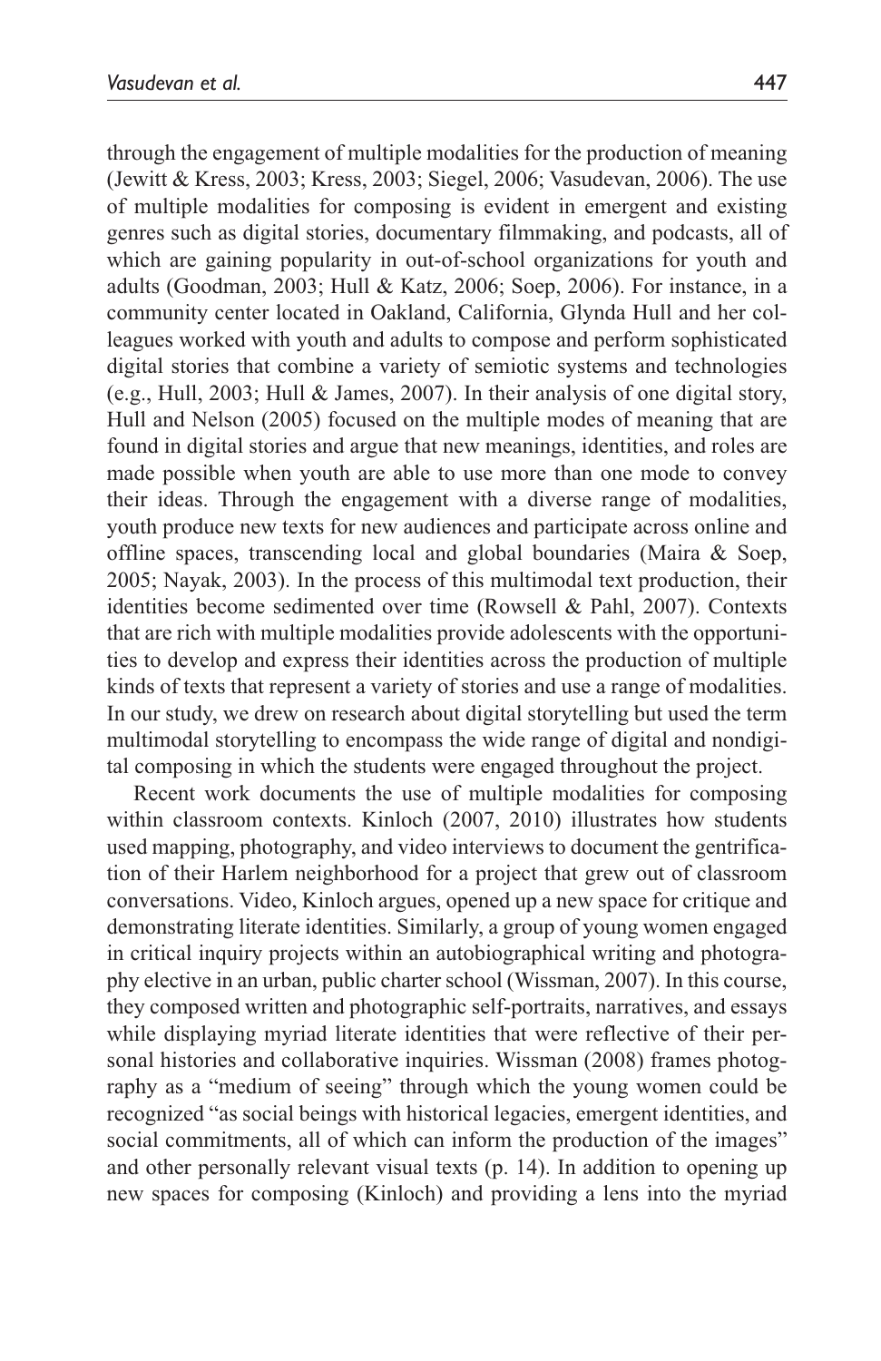through the engagement of multiple modalities for the production of meaning (Jewitt & Kress, 2003; Kress, 2003; Siegel, 2006; Vasudevan, 2006). The use of multiple modalities for composing is evident in emergent and existing genres such as digital stories, documentary filmmaking, and podcasts, all of which are gaining popularity in out-of-school organizations for youth and adults (Goodman, 2003; Hull & Katz, 2006; Soep, 2006). For instance, in a community center located in Oakland, California, Glynda Hull and her colleagues worked with youth and adults to compose and perform sophisticated digital stories that combine a variety of semiotic systems and technologies (e.g., Hull, 2003; Hull & James, 2007). In their analysis of one digital story, Hull and Nelson (2005) focused on the multiple modes of meaning that are found in digital stories and argue that new meanings, identities, and roles are made possible when youth are able to use more than one mode to convey their ideas. Through the engagement with a diverse range of modalities, youth produce new texts for new audiences and participate across online and offline spaces, transcending local and global boundaries (Maira & Soep, 2005; Nayak, 2003). In the process of this multimodal text production, their identities become sedimented over time (Rowsell & Pahl, 2007). Contexts that are rich with multiple modalities provide adolescents with the opportunities to develop and express their identities across the production of multiple kinds of texts that represent a variety of stories and use a range of modalities. In our study, we drew on research about digital storytelling but used the term multimodal storytelling to encompass the wide range of digital and nondigital composing in which the students were engaged throughout the project.

Recent work documents the use of multiple modalities for composing within classroom contexts. Kinloch (2007, 2010) illustrates how students used mapping, photography, and video interviews to document the gentrification of their Harlem neighborhood for a project that grew out of classroom conversations. Video, Kinloch argues, opened up a new space for critique and demonstrating literate identities. Similarly, a group of young women engaged in critical inquiry projects within an autobiographical writing and photography elective in an urban, public charter school (Wissman, 2007). In this course, they composed written and photographic self-portraits, narratives, and essays while displaying myriad literate identities that were reflective of their personal histories and collaborative inquiries. Wissman (2008) frames photography as a "medium of seeing" through which the young women could be recognized "as social beings with historical legacies, emergent identities, and social commitments, all of which can inform the production of the images" and other personally relevant visual texts (p. 14). In addition to opening up new spaces for composing (Kinloch) and providing a lens into the myriad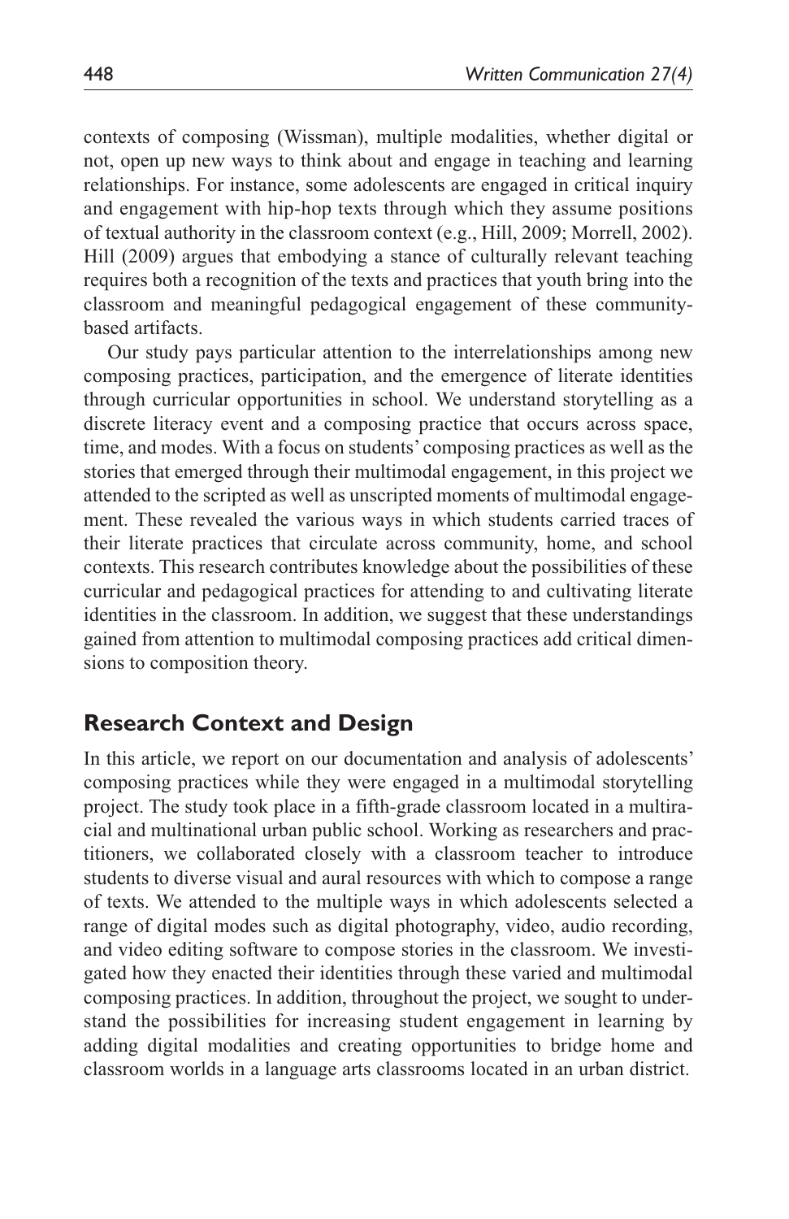contexts of composing (Wissman), multiple modalities, whether digital or not, open up new ways to think about and engage in teaching and learning relationships. For instance, some adolescents are engaged in critical inquiry and engagement with hip-hop texts through which they assume positions of textual authority in the classroom context (e.g., Hill, 2009; Morrell, 2002). Hill (2009) argues that embodying a stance of culturally relevant teaching requires both a recognition of the texts and practices that youth bring into the classroom and meaningful pedagogical engagement of these community-based artifacts.

Our study pays particular attention to the interrelationships among new composing practices, participation, and the emergence of literate identities through curricular opportunities in school. We understand storytelling as a discrete literacy event and a composing practice that occurs across space, time, and modes. With a focus on students' composing practices as well as the stories that emerged through their multimodal engagement, in this project we attended to the scripted as well as unscripted moments of multimodal engagement. These revealed the various ways in which students carried traces of their literate practices that circulate across community, home, and school contexts. This research contributes knowledge about the possibilities of these curricular and pedagogical practices for attending to and cultivating literate identities in the classroom. In addition, we suggest that these understandings gained from attention to multimodal composing practices add critical dimensions to composition theory.

## Research Context and Design

In this article, we report on our documentation and analysis of adolescents' composing practices while they were engaged in a multimodal storytelling project. The study took place in a fifth-grade classroom located in a multiracial and multinational urban public school. Working as researchers and practitioners, we collaborated closely with a classroom teacher to introduce students to diverse visual and aural resources with which to compose a range of texts. We attended to the multiple ways in which adolescents selected a range of digital modes such as digital photography, video, audio recording, and video editing software to compose stories in the classroom. We investigated how they enacted their identities through these varied and multimodal composing practices. In addition, throughout the project, we sought to understand the possibilities for increasing student engagement in learning by adding digital modalities and creating opportunities to bridge home and classroom worlds in a language arts classrooms located in an urban district.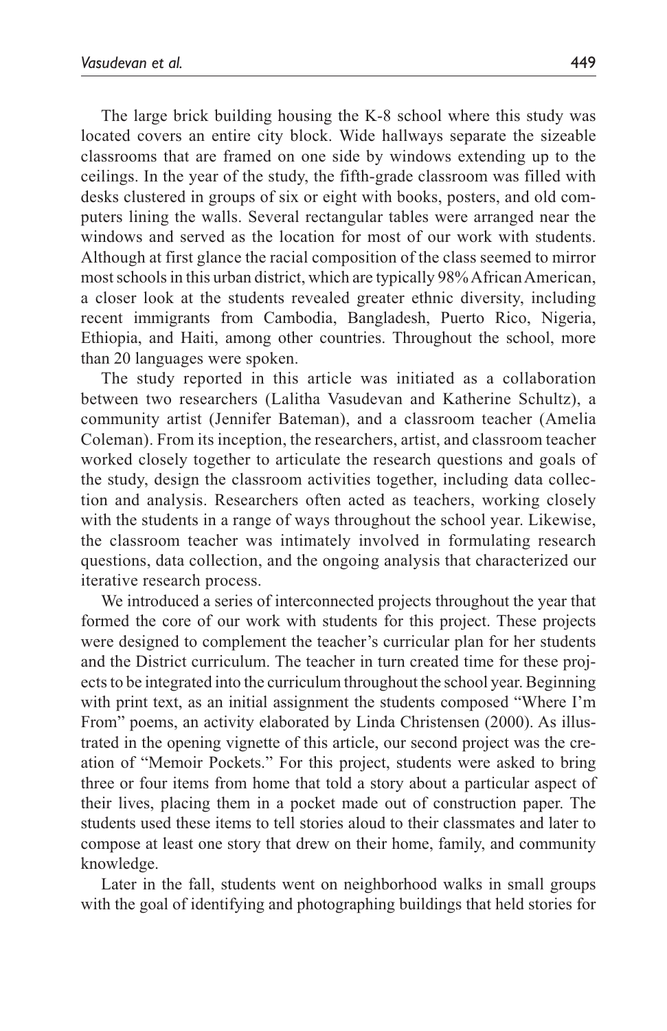The large brick building housing the K-8 school where this study was located covers an entire city block. Wide hallways separate the sizeable classrooms that are framed on one side by windows extending up to the ceilings. In the year of the study, the fifth-grade classroom was filled with desks clustered in groups of six or eight with books, posters, and old computers lining the walls. Several rectangular tables were arranged near the windows and served as the location for most of our work with students. Although at first glance the racial composition of the class seemed to mirror most schools in this urban district, which are typically 98% African American, a closer look at the students revealed greater ethnic diversity, including recent immigrants from Cambodia, Bangladesh, Puerto Rico, Nigeria, Ethiopia, and Haiti, among other countries. Throughout the school, more than 20 languages were spoken.

The study reported in this article was initiated as a collaboration between two researchers (Lalitha Vasudevan and Katherine Schultz), a community artist (Jennifer Bateman), and a classroom teacher (Amelia Coleman). From its inception, the researchers, artist, and classroom teacher worked closely together to articulate the research questions and goals of the study, design the classroom activities together, including data collection and analysis. Researchers often acted as teachers, working closely with the students in a range of ways throughout the school year. Likewise, the classroom teacher was intimately involved in formulating research questions, data collection, and the ongoing analysis that characterized our iterative research process.

We introduced a series of interconnected projects throughout the year that formed the core of our work with students for this project. These projects were designed to complement the teacher's curricular plan for her students and the District curriculum. The teacher in turn created time for these projects to be integrated into the curriculum throughout the school year. Beginning with print text, as an initial assignment the students composed "Where I'm From" poems, an activity elaborated by Linda Christensen (2000). As illustrated in the opening vignette of this article, our second project was the creation of "Memoir Pockets." For this project, students were asked to bring three or four items from home that told a story about a particular aspect of their lives, placing them in a pocket made out of construction paper. The students used these items to tell stories aloud to their classmates and later to compose at least one story that drew on their home, family, and community knowledge.

Later in the fall, students went on neighborhood walks in small groups with the goal of identifying and photographing buildings that held stories for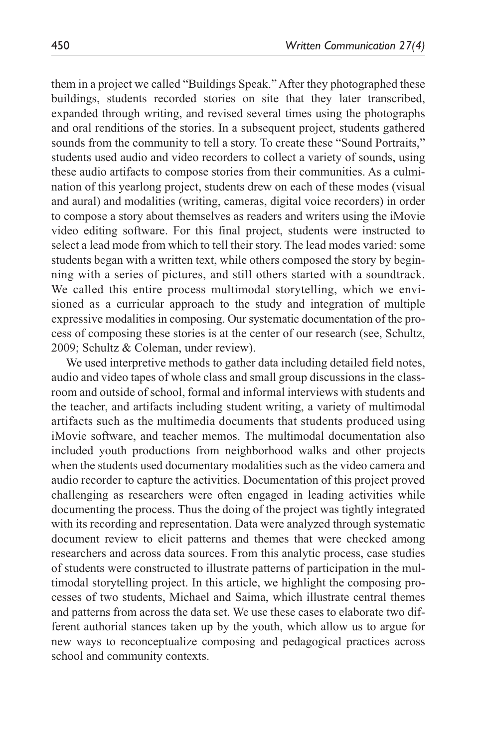them in a project we called "Buildings Speak." After they photographed these buildings, students recorded stories on site that they later transcribed, expanded through writing, and revised several times using the photographs and oral renditions of the stories. In a subsequent project, students gathered sounds from the community to tell a story. To create these "Sound Portraits," students used audio and video recorders to collect a variety of sounds, using these audio artifacts to compose stories from their communities. As a culmination of this yearlong project, students drew on each of these modes (visual and aural) and modalities (writing, cameras, digital voice recorders) in order to compose a story about themselves as readers and writers using the iMovie video editing software. For this final project, students were instructed to select a lead mode from which to tell their story. The lead modes varied: some students began with a written text, while others composed the story by beginning with a series of pictures, and still others started with a soundtrack. We called this entire process multimodal storytelling, which we envisioned as a curricular approach to the study and integration of multiple expressive modalities in composing. Our systematic documentation of the process of composing these stories is at the center of our research (see, Schultz, 2009; Schultz & Coleman, under review).

We used interpretive methods to gather data including detailed field notes, audio and video tapes of whole class and small group discussions in the classroom and outside of school, formal and informal interviews with students and the teacher, and artifacts including student writing, a variety of multimodal artifacts such as the multimedia documents that students produced using iMovie software, and teacher memos. The multimodal documentation also included youth productions from neighborhood walks and other projects when the students used documentary modalities such as the video camera and audio recorder to capture the activities. Documentation of this project proved challenging as researchers were often engaged in leading activities while documenting the process. Thus the doing of the project was tightly integrated with its recording and representation. Data were analyzed through systematic document review to elicit patterns and themes that were checked among researchers and across data sources. From this analytic process, case studies of students were constructed to illustrate patterns of participation in the multimodal storytelling project. In this article, we highlight the composing processes of two students, Michael and Saima, which illustrate central themes and patterns from across the data set. We use these cases to elaborate two different authorial stances taken up by the youth, which allow us to argue for new ways to reconceptualize composing and pedagogical practices across school and community contexts.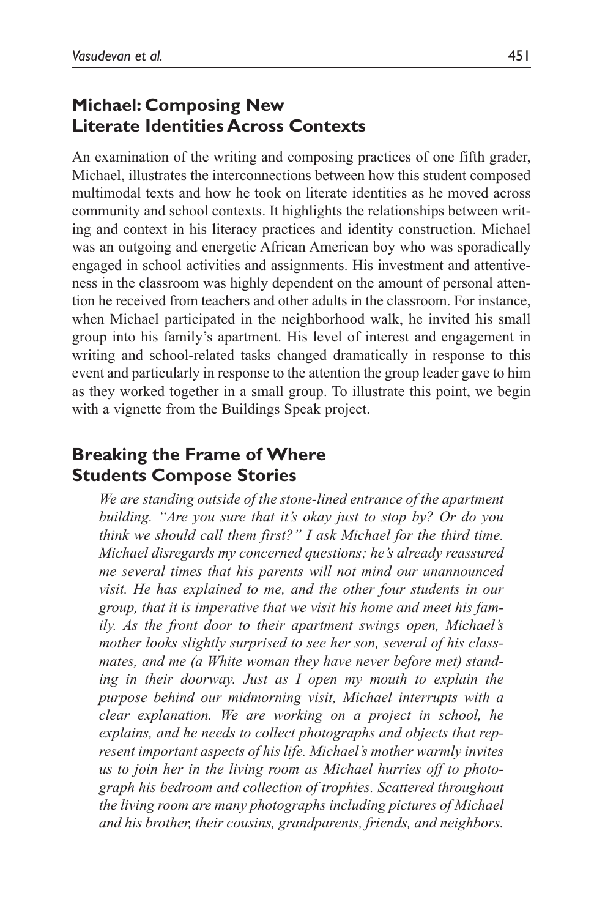## Michael: Composing New Literate Identities Across Contexts

An examination of the writing and composing practices of one fifth grader, Michael, illustrates the interconnections between how this student composed multimodal texts and how he took on literate identities as he moved across community and school contexts. It highlights the relationships between writing and context in his literacy practices and identity construction. Michael was an outgoing and energetic African American boy who was sporadically engaged in school activities and assignments. His investment and attentiveness in the classroom was highly dependent on the amount of personal attention he received from teachers and other adults in the classroom. For instance, when Michael participated in the neighborhood walk, he invited his small group into his family's apartment. His level of interest and engagement in writing and school-related tasks changed dramatically in response to this event and particularly in response to the attention the group leader gave to him as they worked together in a small group. To illustrate this point, we begin with a vignette from the Buildings Speak project.

## Breaking the Frame of Where Students Compose Stories

> *We are standing outside of the stone-lined entrance of the apartment building. "Are you sure that it's okay just to stop by? Or do you think we should call them first?" I ask Michael for the third time. Michael disregards my concerned questions; he's already reassured me several times that his parents will not mind our unannounced visit. He has explained to me, and the other four students in our group, that it is imperative that we visit his home and meet his family. As the front door to their apartment swings open, Michael's mother looks slightly surprised to see her son, several of his classmates, and me (a White woman they have never before met) standing in their doorway. Just as I open my mouth to explain the purpose behind our midmorning visit, Michael interrupts with a clear explanation. We are working on a project in school, he explains, and he needs to collect photographs and objects that represent important aspects of his life. Michael's mother warmly invites us to join her in the living room as Michael hurries off to photograph his bedroom and collection of trophies. Scattered throughout the living room are many photographs including pictures of Michael and his brother, their cousins, grandparents, friends, and neighbors.*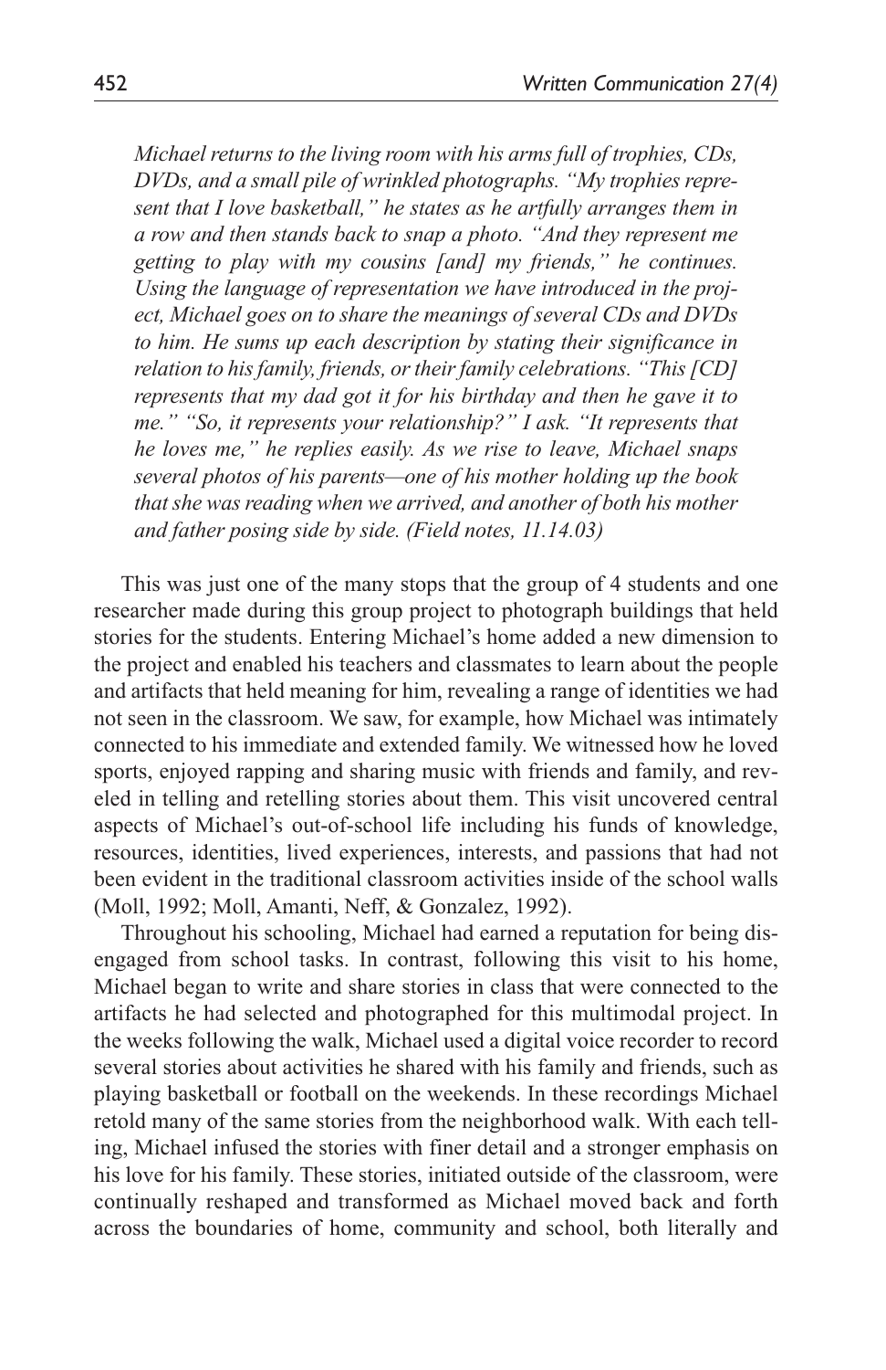*Michael returns to the living room with his arms full of trophies, CDs, DVDs, and a small pile of wrinkled photographs. "My trophies represent that I love basketball," he states as he artfully arranges them in a row and then stands back to snap a photo. "And they represent me getting to play with my cousins [and] my friends," he continues. Using the language of representation we have introduced in the project, Michael goes on to share the meanings of several CDs and DVDs to him. He sums up each description by stating their significance in relation to his family, friends, or their family celebrations. "This [CD] represents that my dad got it for his birthday and then he gave it to me." "So, it represents your relationship?" I ask. "It represents that he loves me," he replies easily. As we rise to leave, Michael snaps several photos of his parents—one of his mother holding up the book that she was reading when we arrived, and another of both his mother and father posing side by side. (Field notes, 11.14.03)*

This was just one of the many stops that the group of 4 students and one researcher made during this group project to photograph buildings that held stories for the students. Entering Michael's home added a new dimension to the project and enabled his teachers and classmates to learn about the people and artifacts that held meaning for him, revealing a range of identities we had not seen in the classroom. We saw, for example, how Michael was intimately connected to his immediate and extended family. We witnessed how he loved sports, enjoyed rapping and sharing music with friends and family, and reveled in telling and retelling stories about them. This visit uncovered central aspects of Michael's out-of-school life including his funds of knowledge, resources, identities, lived experiences, interests, and passions that had not been evident in the traditional classroom activities inside of the school walls (Moll, 1992; Moll, Amanti, Neff, & Gonzalez, 1992).

Throughout his schooling, Michael had earned a reputation for being disengaged from school tasks. In contrast, following this visit to his home, Michael began to write and share stories in class that were connected to the artifacts he had selected and photographed for this multimodal project. In the weeks following the walk, Michael used a digital voice recorder to record several stories about activities he shared with his family and friends, such as playing basketball or football on the weekends. In these recordings Michael retold many of the same stories from the neighborhood walk. With each telling, Michael infused the stories with finer detail and a stronger emphasis on his love for his family. These stories, initiated outside of the classroom, were continually reshaped and transformed as Michael moved back and forth across the boundaries of home, community and school, both literally and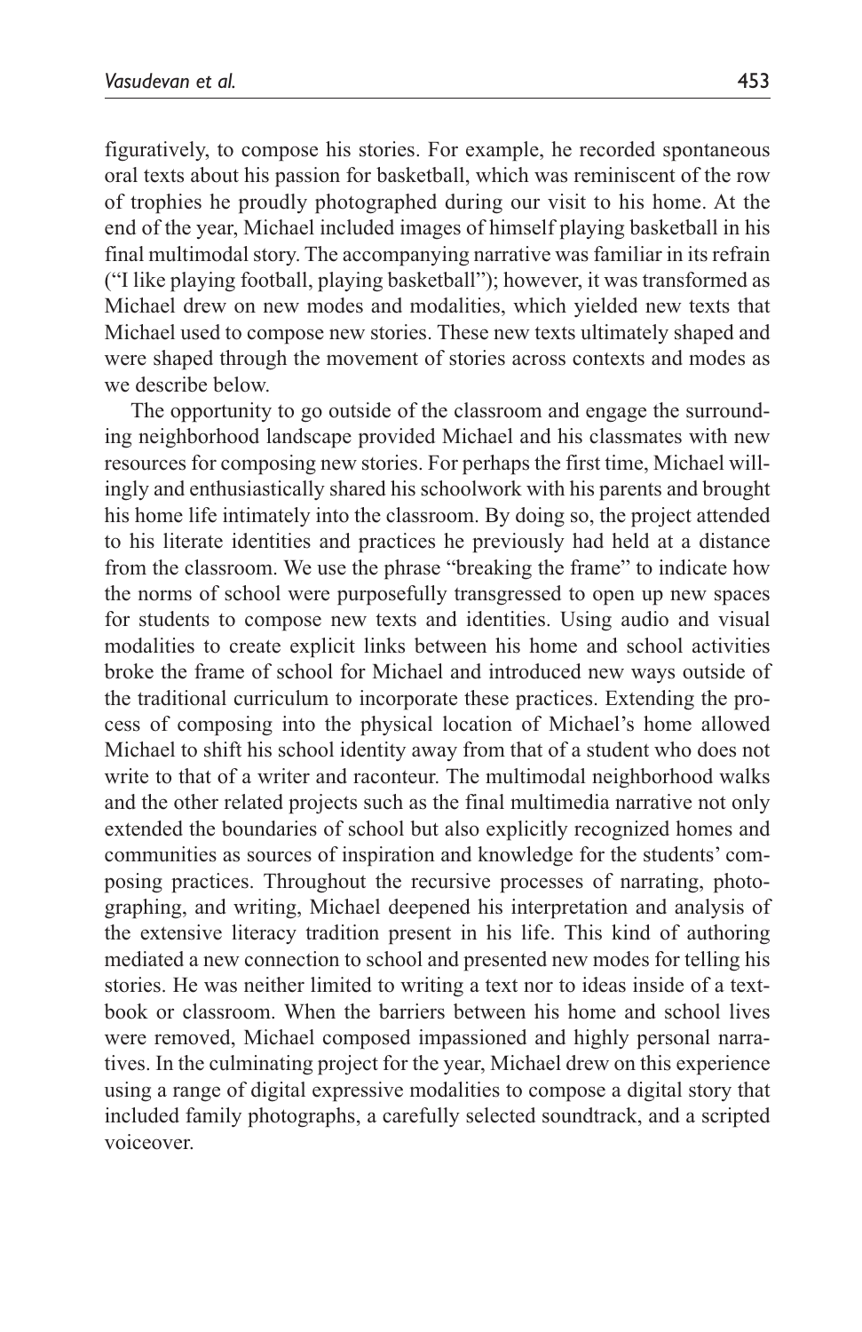figuratively, to compose his stories. For example, he recorded spontaneous oral texts about his passion for basketball, which was reminiscent of the row of trophies he proudly photographed during our visit to his home. At the end of the year, Michael included images of himself playing basketball in his final multimodal story. The accompanying narrative was familiar in its refrain ("I like playing football, playing basketball"); however, it was transformed as Michael drew on new modes and modalities, which yielded new texts that Michael used to compose new stories. These new texts ultimately shaped and were shaped through the movement of stories across contexts and modes as we describe below.

The opportunity to go outside of the classroom and engage the surrounding neighborhood landscape provided Michael and his classmates with new resources for composing new stories. For perhaps the first time, Michael willingly and enthusiastically shared his schoolwork with his parents and brought his home life intimately into the classroom. By doing so, the project attended to his literate identities and practices he previously had held at a distance from the classroom. We use the phrase "breaking the frame" to indicate how the norms of school were purposefully transgressed to open up new spaces for students to compose new texts and identities. Using audio and visual modalities to create explicit links between his home and school activities broke the frame of school for Michael and introduced new ways outside of the traditional curriculum to incorporate these practices. Extending the process of composing into the physical location of Michael's home allowed Michael to shift his school identity away from that of a student who does not write to that of a writer and raconteur. The multimodal neighborhood walks and the other related projects such as the final multimedia narrative not only extended the boundaries of school but also explicitly recognized homes and communities as sources of inspiration and knowledge for the students' composing practices. Throughout the recursive processes of narrating, photographing, and writing, Michael deepened his interpretation and analysis of the extensive literacy tradition present in his life. This kind of authoring mediated a new connection to school and presented new modes for telling his stories. He was neither limited to writing a text nor to ideas inside of a textbook or classroom. When the barriers between his home and school lives were removed, Michael composed impassioned and highly personal narratives. In the culminating project for the year, Michael drew on this experience using a range of digital expressive modalities to compose a digital story that included family photographs, a carefully selected soundtrack, and a scripted voiceover.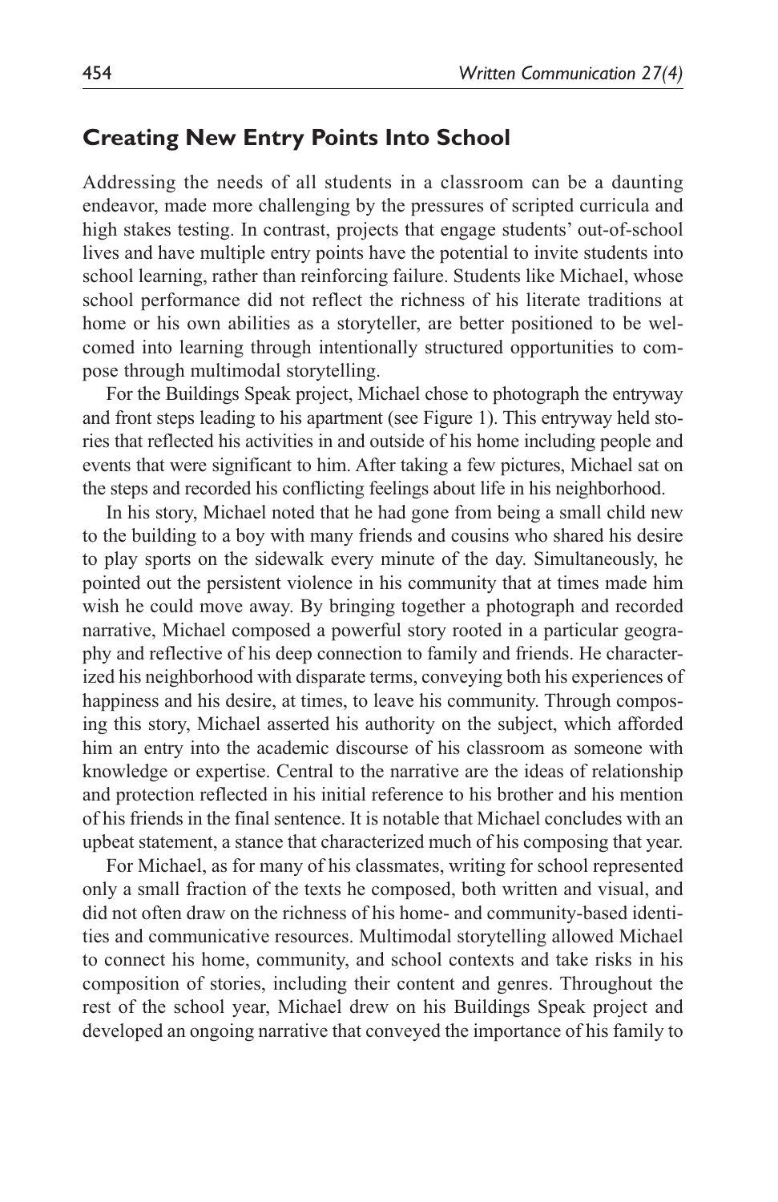## Creating New Entry Points Into School

Addressing the needs of all students in a classroom can be a daunting endeavor, made more challenging by the pressures of scripted curricula and high stakes testing. In contrast, projects that engage students' out-of-school lives and have multiple entry points have the potential to invite students into school learning, rather than reinforcing failure. Students like Michael, whose school performance did not reflect the richness of his literate traditions at home or his own abilities as a storyteller, are better positioned to be welcomed into learning through intentionally structured opportunities to compose through multimodal storytelling.

For the Buildings Speak project, Michael chose to photograph the entryway and front steps leading to his apartment (see Figure 1). This entryway held stories that reflected his activities in and outside of his home including people and events that were significant to him. After taking a few pictures, Michael sat on the steps and recorded his conflicting feelings about life in his neighborhood.

In his story, Michael noted that he had gone from being a small child new to the building to a boy with many friends and cousins who shared his desire to play sports on the sidewalk every minute of the day. Simultaneously, he pointed out the persistent violence in his community that at times made him wish he could move away. By bringing together a photograph and recorded narrative, Michael composed a powerful story rooted in a particular geography and reflective of his deep connection to family and friends. He characterized his neighborhood with disparate terms, conveying both his experiences of happiness and his desire, at times, to leave his community. Through composing this story, Michael asserted his authority on the subject, which afforded him an entry into the academic discourse of his classroom as someone with knowledge or expertise. Central to the narrative are the ideas of relationship and protection reflected in his initial reference to his brother and his mention of his friends in the final sentence. It is notable that Michael concludes with an upbeat statement, a stance that characterized much of his composing that year.

For Michael, as for many of his classmates, writing for school represented only a small fraction of the texts he composed, both written and visual, and did not often draw on the richness of his home- and community-based identities and communicative resources. Multimodal storytelling allowed Michael to connect his home, community, and school contexts and take risks in his composition of stories, including their content and genres. Throughout the rest of the school year, Michael drew on his Buildings Speak project and developed an ongoing narrative that conveyed the importance of his family to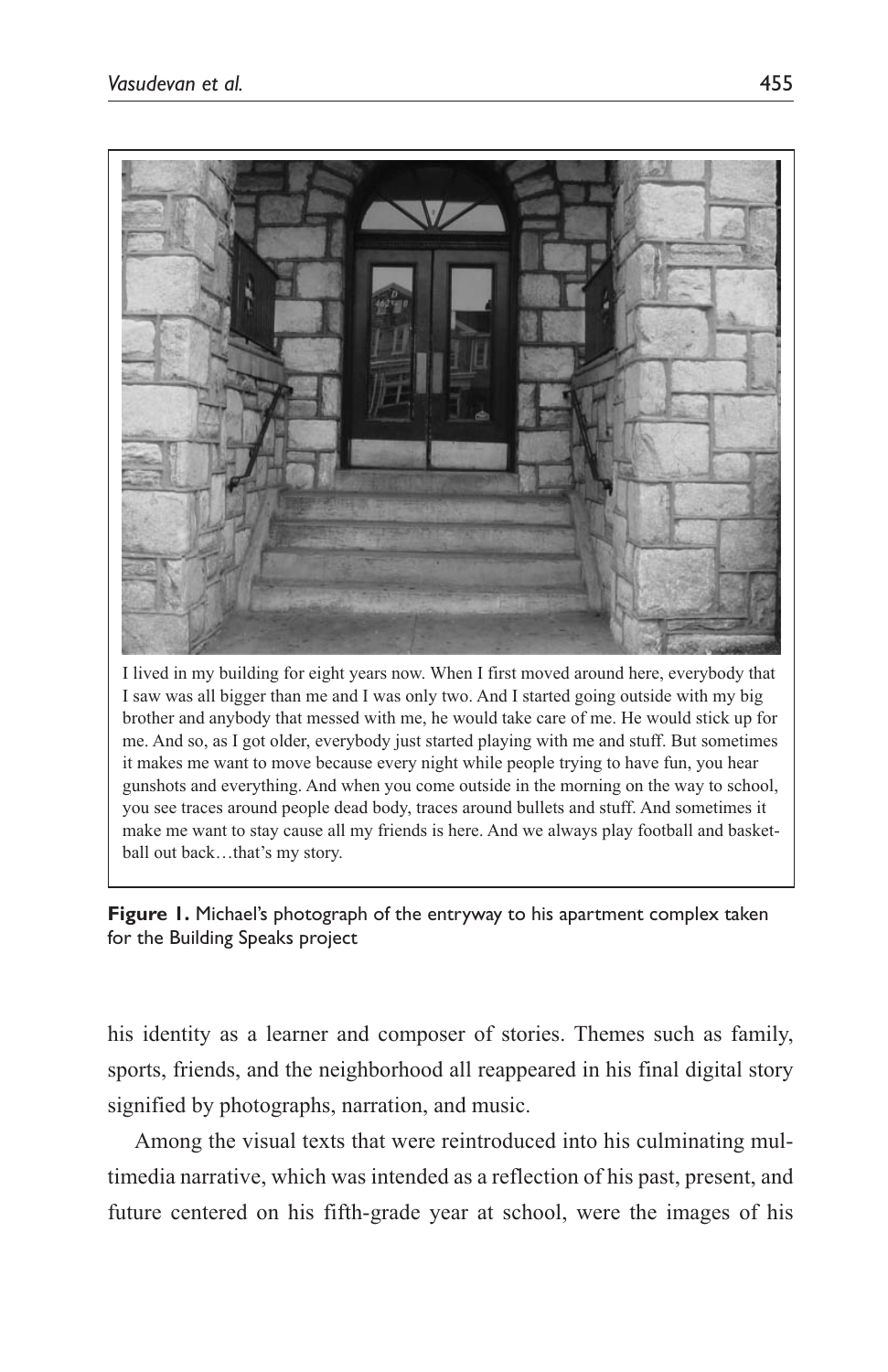I lived in my building for eight years now. When I first moved around here, everybody that I saw was all bigger than me and I was only two. And I started going outside with my big brother and anybody that messed with me, he would take care of me. He would stick up for me. And so, as I got older, everybody just started playing with me and stuff. But sometimes it makes me want to move because every night while people trying to have fun, you hear gunshots and everything. And when you come outside in the morning on the way to school, you see traces around people dead body, traces around bullets and stuff. And sometimes it make me want to stay cause all my friends is here. And we always play football and basketball out back…that's my story.

**Figure 1.** Michael's photograph of the entryway to his apartment complex taken for the Building Speaks project

his identity as a learner and composer of stories. Themes such as family, sports, friends, and the neighborhood all reappeared in his final digital story signified by photographs, narration, and music.

Among the visual texts that were reintroduced into his culminating multimedia narrative, which was intended as a reflection of his past, present, and future centered on his fifth-grade year at school, were the images of his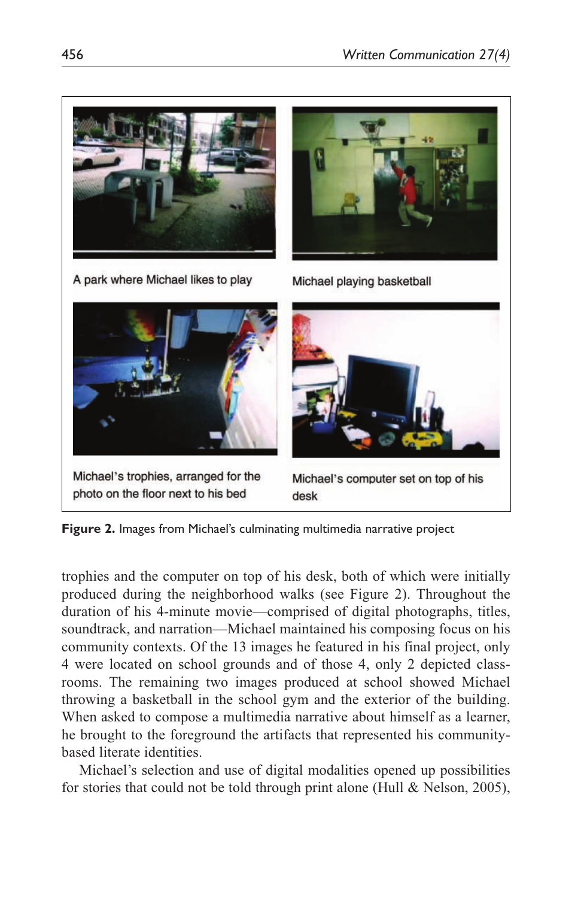A park where Michael likes to play

Michael playing basketball

Michael's trophies, arranged for the photo on the floor next to his bed

Michael's computer set on top of his desk

**Figure 2.** Images from Michael's culminating multimedia narrative project

trophies and the computer on top of his desk, both of which were initially produced during the neighborhood walks (see Figure 2). Throughout the duration of his 4-minute movie—comprised of digital photographs, titles, soundtrack, and narration—Michael maintained his composing focus on his community contexts. Of the 13 images he featured in his final project, only 4 were located on school grounds and of those 4, only 2 depicted classrooms. The remaining two images produced at school showed Michael throwing a basketball in the school gym and the exterior of the building. When asked to compose a multimedia narrative about himself as a learner, he brought to the foreground the artifacts that represented his community-based literate identities.

Michael's selection and use of digital modalities opened up possibilities for stories that could not be told through print alone (Hull & Nelson, 2005),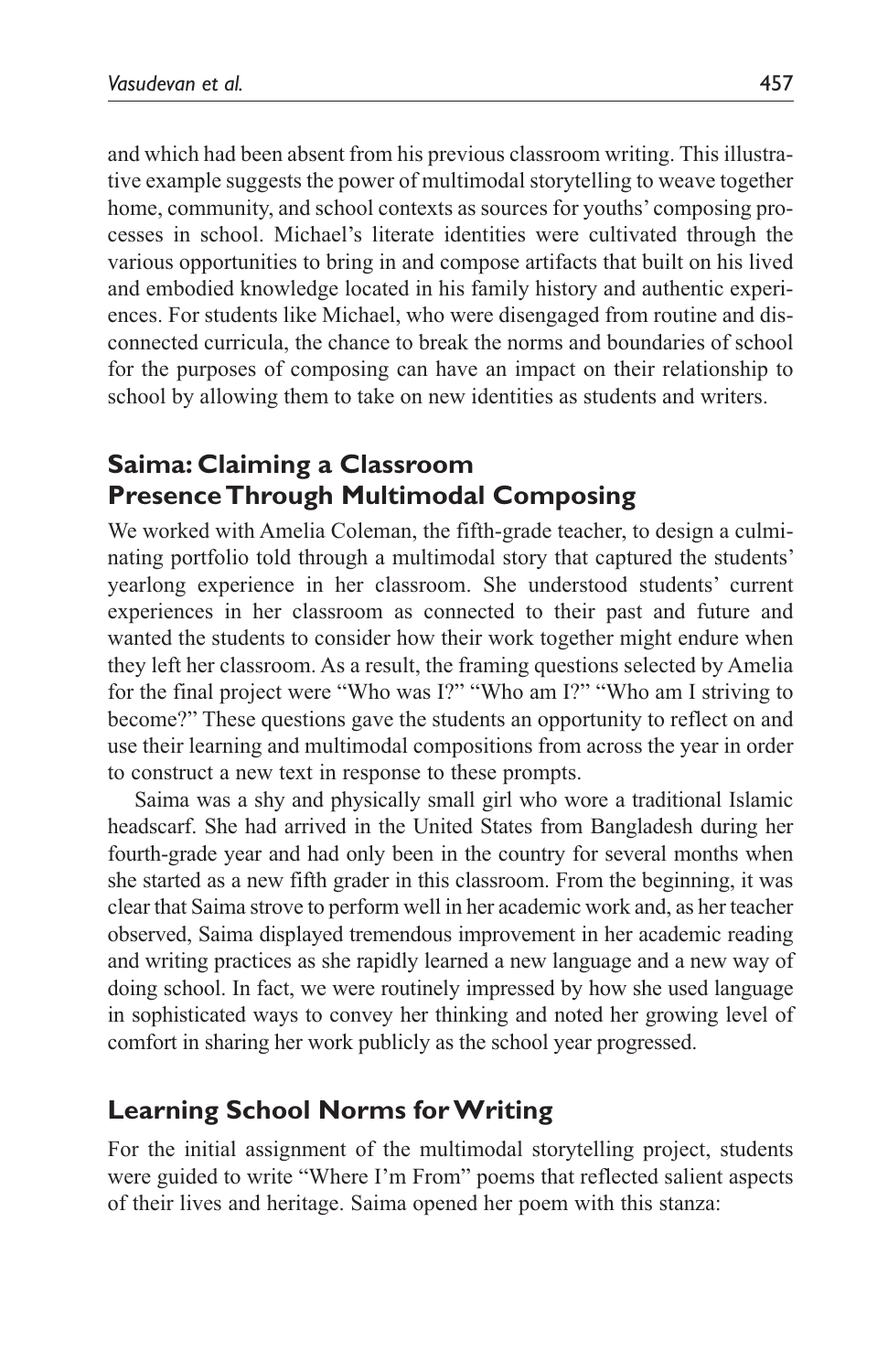and which had been absent from his previous classroom writing. This illustrative example suggests the power of multimodal storytelling to weave together home, community, and school contexts as sources for youths' composing processes in school. Michael's literate identities were cultivated through the various opportunities to bring in and compose artifacts that built on his lived and embodied knowledge located in his family history and authentic experiences. For students like Michael, who were disengaged from routine and disconnected curricula, the chance to break the norms and boundaries of school for the purposes of composing can have an impact on their relationship to school by allowing them to take on new identities as students and writers.

## Saima: Claiming a Classroom Presence Through Multimodal Composing

We worked with Amelia Coleman, the fifth-grade teacher, to design a culminating portfolio told through a multimodal story that captured the students' yearlong experience in her classroom. She understood students' current experiences in her classroom as connected to their past and future and wanted the students to consider how their work together might endure when they left her classroom. As a result, the framing questions selected by Amelia for the final project were "Who was I?" "Who am I?" "Who am I striving to become?" These questions gave the students an opportunity to reflect on and use their learning and multimodal compositions from across the year in order to construct a new text in response to these prompts.

Saima was a shy and physically small girl who wore a traditional Islamic headscarf. She had arrived in the United States from Bangladesh during her fourth-grade year and had only been in the country for several months when she started as a new fifth grader in this classroom. From the beginning, it was clear that Saima strove to perform well in her academic work and, as her teacher observed, Saima displayed tremendous improvement in her academic reading and writing practices as she rapidly learned a new language and a new way of doing school. In fact, we were routinely impressed by how she used language in sophisticated ways to convey her thinking and noted her growing level of comfort in sharing her work publicly as the school year progressed.

## Learning School Norms for Writing

For the initial assignment of the multimodal storytelling project, students were guided to write "Where I'm From" poems that reflected salient aspects of their lives and heritage. Saima opened her poem with this stanza: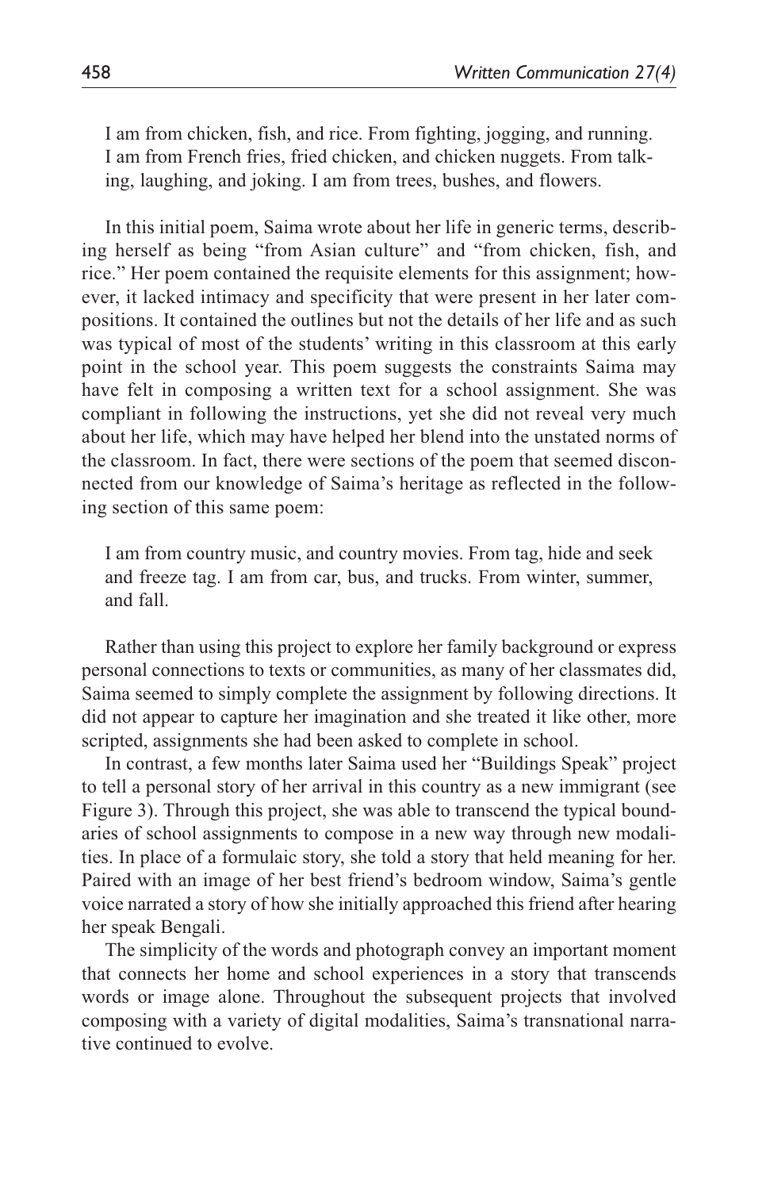> I am from chicken, fish, and rice. From fighting, jogging, and running. I am from French fries, fried chicken, and chicken nuggets. From talking, laughing, and joking. I am from trees, bushes, and flowers.

In this initial poem, Saima wrote about her life in generic terms, describing herself as being "from Asian culture" and "from chicken, fish, and rice." Her poem contained the requisite elements for this assignment; however, it lacked intimacy and specificity that were present in her later compositions. It contained the outlines but not the details of her life and as such was typical of most of the students' writing in this classroom at this early point in the school year. This poem suggests the constraints Saima may have felt in composing a written text for a school assignment. She was compliant in following the instructions, yet she did not reveal very much about her life, which may have helped her blend into the unstated norms of the classroom. In fact, there were sections of the poem that seemed disconnected from our knowledge of Saima's heritage as reflected in the following section of this same poem:

> I am from country music, and country movies. From tag, hide and seek and freeze tag. I am from car, bus, and trucks. From winter, summer, and fall.

Rather than using this project to explore her family background or express personal connections to texts or communities, as many of her classmates did, Saima seemed to simply complete the assignment by following directions. It did not appear to capture her imagination and she treated it like other, more scripted, assignments she had been asked to complete in school.

In contrast, a few months later Saima used her "Buildings Speak" project to tell a personal story of her arrival in this country as a new immigrant (see Figure 3). Through this project, she was able to transcend the typical boundaries of school assignments to compose in a new way through new modalities. In place of a formulaic story, she told a story that held meaning for her. Paired with an image of her best friend's bedroom window, Saima's gentle voice narrated a story of how she initially approached this friend after hearing her speak Bengali.

The simplicity of the words and photograph convey an important moment that connects her home and school experiences in a story that transcends words or image alone. Throughout the subsequent projects that involved composing with a variety of digital modalities, Saima's transnational narrative continued to evolve.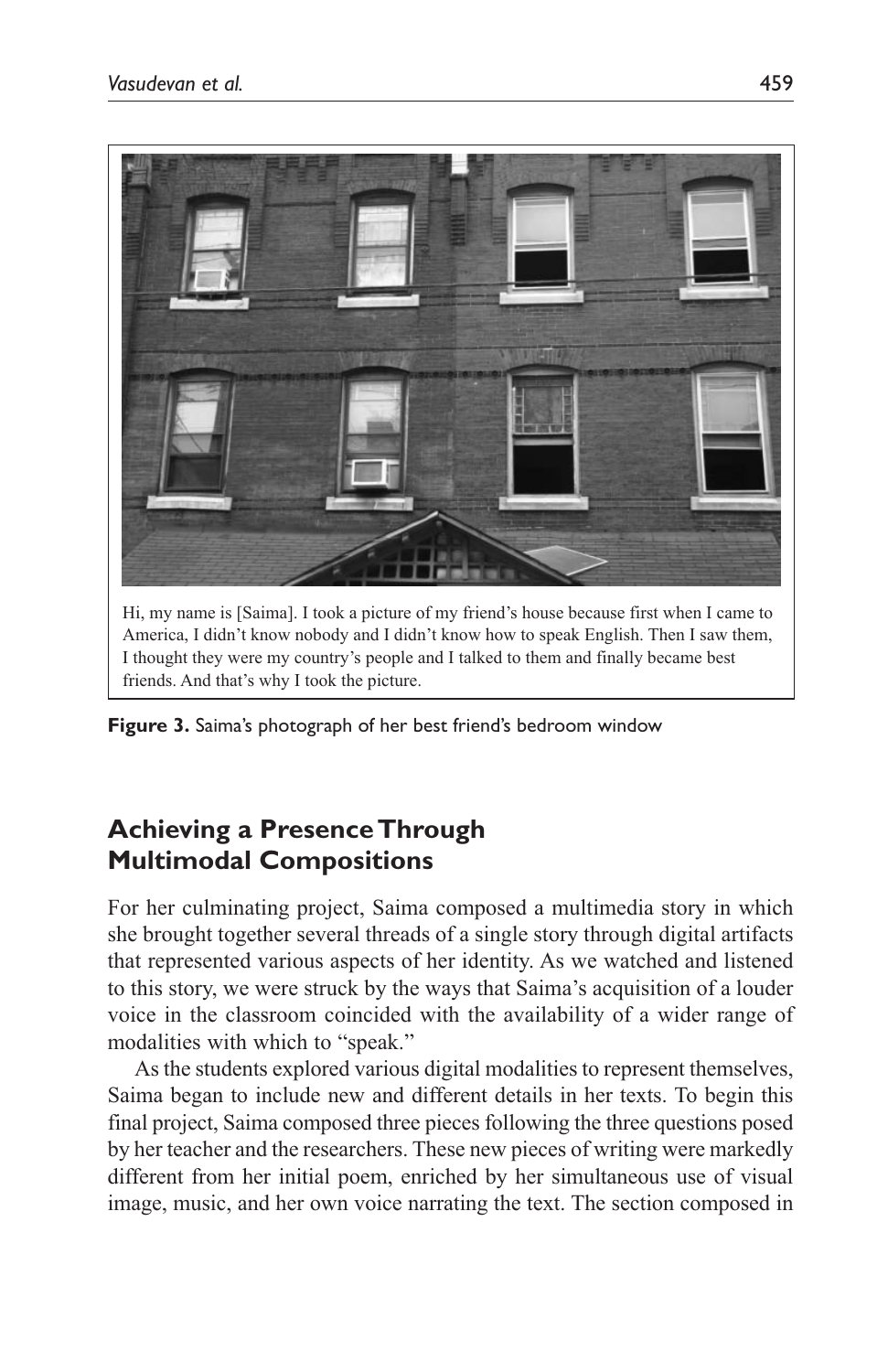Hi, my name is [Saima]. I took a picture of my friend's house because first when I came to America, I didn't know nobody and I didn't know how to speak English. Then I saw them, I thought they were my country's people and I talked to them and finally became best friends. And that's why I took the picture.

**Figure 3.** Saima's photograph of her best friend's bedroom window

## Achieving a Presence Through Multimodal Compositions

For her culminating project, Saima composed a multimedia story in which she brought together several threads of a single story through digital artifacts that represented various aspects of her identity. As we watched and listened to this story, we were struck by the ways that Saima's acquisition of a louder voice in the classroom coincided with the availability of a wider range of modalities with which to "speak."

As the students explored various digital modalities to represent themselves, Saima began to include new and different details in her texts. To begin this final project, Saima composed three pieces following the three questions posed by her teacher and the researchers. These new pieces of writing were markedly different from her initial poem, enriched by her simultaneous use of visual image, music, and her own voice narrating the text. The section composed in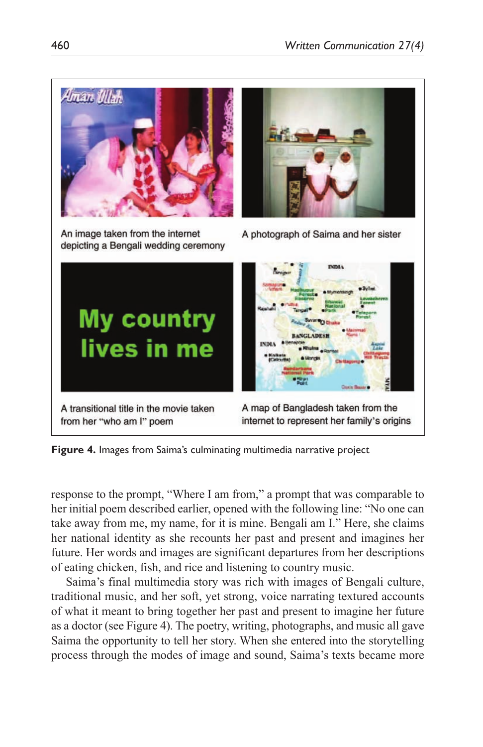An image taken from the internet depicting a Bengali wedding ceremony

A photograph of Saima and her sister

A transitional title in the movie taken from her "who am I" poem

A map of Bangladesh taken from the internet to represent her family's origins

**Figure 4.** Images from Saima's culminating multimedia narrative project

response to the prompt, "Where I am from," a prompt that was comparable to her initial poem described earlier, opened with the following line: "No one can take away from me, my name, for it is mine. Bengali am I." Here, she claims her national identity as she recounts her past and present and imagines her future. Her words and images are significant departures from her descriptions of eating chicken, fish, and rice and listening to country music.

Saima's final multimedia story was rich with images of Bengali culture, traditional music, and her soft, yet strong, voice narrating textured accounts of what it meant to bring together her past and present to imagine her future as a doctor (see Figure 4). The poetry, writing, photographs, and music all gave Saima the opportunity to tell her story. When she entered into the storytelling process through the modes of image and sound, Saima's texts became more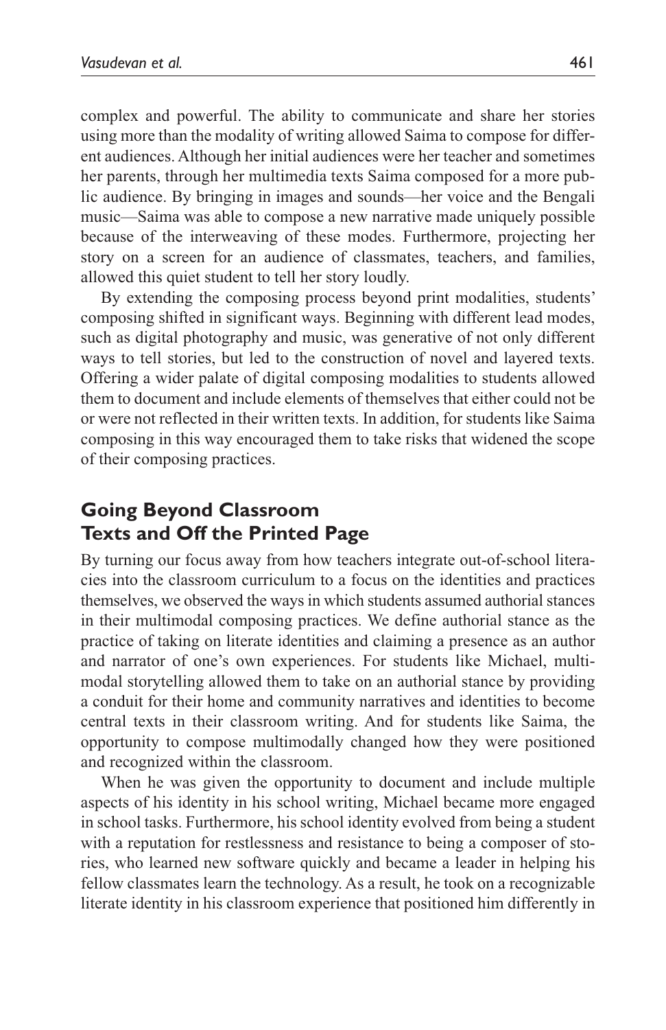complex and powerful. The ability to communicate and share her stories using more than the modality of writing allowed Saima to compose for different audiences. Although her initial audiences were her teacher and sometimes her parents, through her multimedia texts Saima composed for a more public audience. By bringing in images and sounds—her voice and the Bengali music—Saima was able to compose a new narrative made uniquely possible because of the interweaving of these modes. Furthermore, projecting her story on a screen for an audience of classmates, teachers, and families, allowed this quiet student to tell her story loudly.

By extending the composing process beyond print modalities, students' composing shifted in significant ways. Beginning with different lead modes, such as digital photography and music, was generative of not only different ways to tell stories, but led to the construction of novel and layered texts. Offering a wider palate of digital composing modalities to students allowed them to document and include elements of themselves that either could not be or were not reflected in their written texts. In addition, for students like Saima composing in this way encouraged them to take risks that widened the scope of their composing practices.

## Going Beyond Classroom Texts and Off the Printed Page

By turning our focus away from how teachers integrate out-of-school literacies into the classroom curriculum to a focus on the identities and practices themselves, we observed the ways in which students assumed authorial stances in their multimodal composing practices. We define authorial stance as the practice of taking on literate identities and claiming a presence as an author and narrator of one's own experiences. For students like Michael, multimodal storytelling allowed them to take on an authorial stance by providing a conduit for their home and community narratives and identities to become central texts in their classroom writing. And for students like Saima, the opportunity to compose multimodally changed how they were positioned and recognized within the classroom.

When he was given the opportunity to document and include multiple aspects of his identity in his school writing, Michael became more engaged in school tasks. Furthermore, his school identity evolved from being a student with a reputation for restlessness and resistance to being a composer of stories, who learned new software quickly and became a leader in helping his fellow classmates learn the technology. As a result, he took on a recognizable literate identity in his classroom experience that positioned him differently in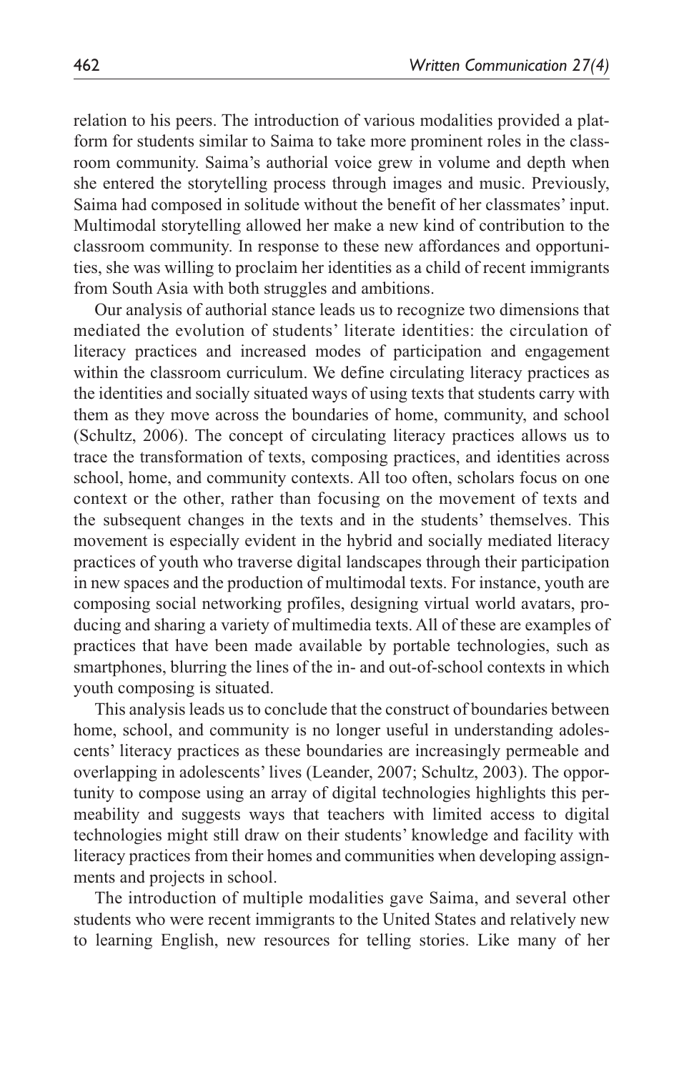relation to his peers. The introduction of various modalities provided a platform for students similar to Saima to take more prominent roles in the classroom community. Saima's authorial voice grew in volume and depth when she entered the storytelling process through images and music. Previously, Saima had composed in solitude without the benefit of her classmates' input. Multimodal storytelling allowed her make a new kind of contribution to the classroom community. In response to these new affordances and opportunities, she was willing to proclaim her identities as a child of recent immigrants from South Asia with both struggles and ambitions.

Our analysis of authorial stance leads us to recognize two dimensions that mediated the evolution of students' literate identities: the circulation of literacy practices and increased modes of participation and engagement within the classroom curriculum. We define circulating literacy practices as the identities and socially situated ways of using texts that students carry with them as they move across the boundaries of home, community, and school (Schultz, 2006). The concept of circulating literacy practices allows us to trace the transformation of texts, composing practices, and identities across school, home, and community contexts. All too often, scholars focus on one context or the other, rather than focusing on the movement of texts and the subsequent changes in the texts and in the students' themselves. This movement is especially evident in the hybrid and socially mediated literacy practices of youth who traverse digital landscapes through their participation in new spaces and the production of multimodal texts. For instance, youth are composing social networking profiles, designing virtual world avatars, producing and sharing a variety of multimedia texts. All of these are examples of practices that have been made available by portable technologies, such as smartphones, blurring the lines of the in- and out-of-school contexts in which youth composing is situated.

This analysis leads us to conclude that the construct of boundaries between home, school, and community is no longer useful in understanding adolescents' literacy practices as these boundaries are increasingly permeable and overlapping in adolescents' lives (Leander, 2007; Schultz, 2003). The opportunity to compose using an array of digital technologies highlights this permeability and suggests ways that teachers with limited access to digital technologies might still draw on their students' knowledge and facility with literacy practices from their homes and communities when developing assignments and projects in school.

The introduction of multiple modalities gave Saima, and several other students who were recent immigrants to the United States and relatively new to learning English, new resources for telling stories. Like many of her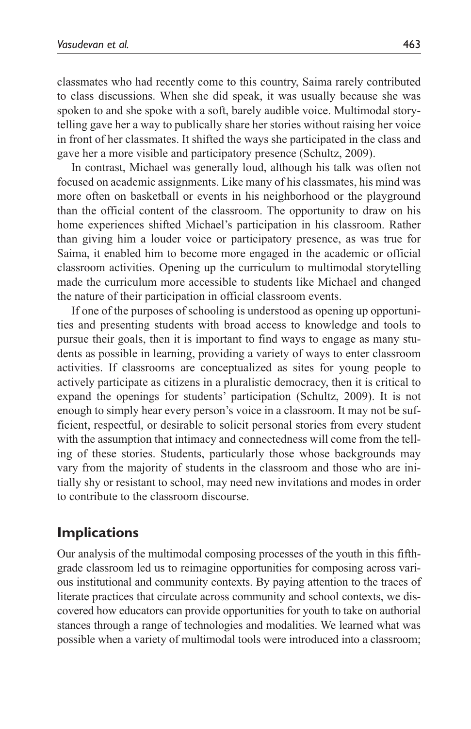classmates who had recently come to this country, Saima rarely contributed to class discussions. When she did speak, it was usually because she was spoken to and she spoke with a soft, barely audible voice. Multimodal storytelling gave her a way to publically share her stories without raising her voice in front of her classmates. It shifted the ways she participated in the class and gave her a more visible and participatory presence (Schultz, 2009).

In contrast, Michael was generally loud, although his talk was often not focused on academic assignments. Like many of his classmates, his mind was more often on basketball or events in his neighborhood or the playground than the official content of the classroom. The opportunity to draw on his home experiences shifted Michael's participation in his classroom. Rather than giving him a louder voice or participatory presence, as was true for Saima, it enabled him to become more engaged in the academic or official classroom activities. Opening up the curriculum to multimodal storytelling made the curriculum more accessible to students like Michael and changed the nature of their participation in official classroom events.

If one of the purposes of schooling is understood as opening up opportunities and presenting students with broad access to knowledge and tools to pursue their goals, then it is important to find ways to engage as many students as possible in learning, providing a variety of ways to enter classroom activities. If classrooms are conceptualized as sites for young people to actively participate as citizens in a pluralistic democracy, then it is critical to expand the openings for students' participation (Schultz, 2009). It is not enough to simply hear every person's voice in a classroom. It may not be sufficient, respectful, or desirable to solicit personal stories from every student with the assumption that intimacy and connectedness will come from the telling of these stories. Students, particularly those whose backgrounds may vary from the majority of students in the classroom and those who are initially shy or resistant to school, may need new invitations and modes in order to contribute to the classroom discourse.

## Implications

Our analysis of the multimodal composing processes of the youth in this fifth-grade classroom led us to reimagine opportunities for composing across various institutional and community contexts. By paying attention to the traces of literate practices that circulate across community and school contexts, we discovered how educators can provide opportunities for youth to take on authorial stances through a range of technologies and modalities. We learned what was possible when a variety of multimodal tools were introduced into a classroom;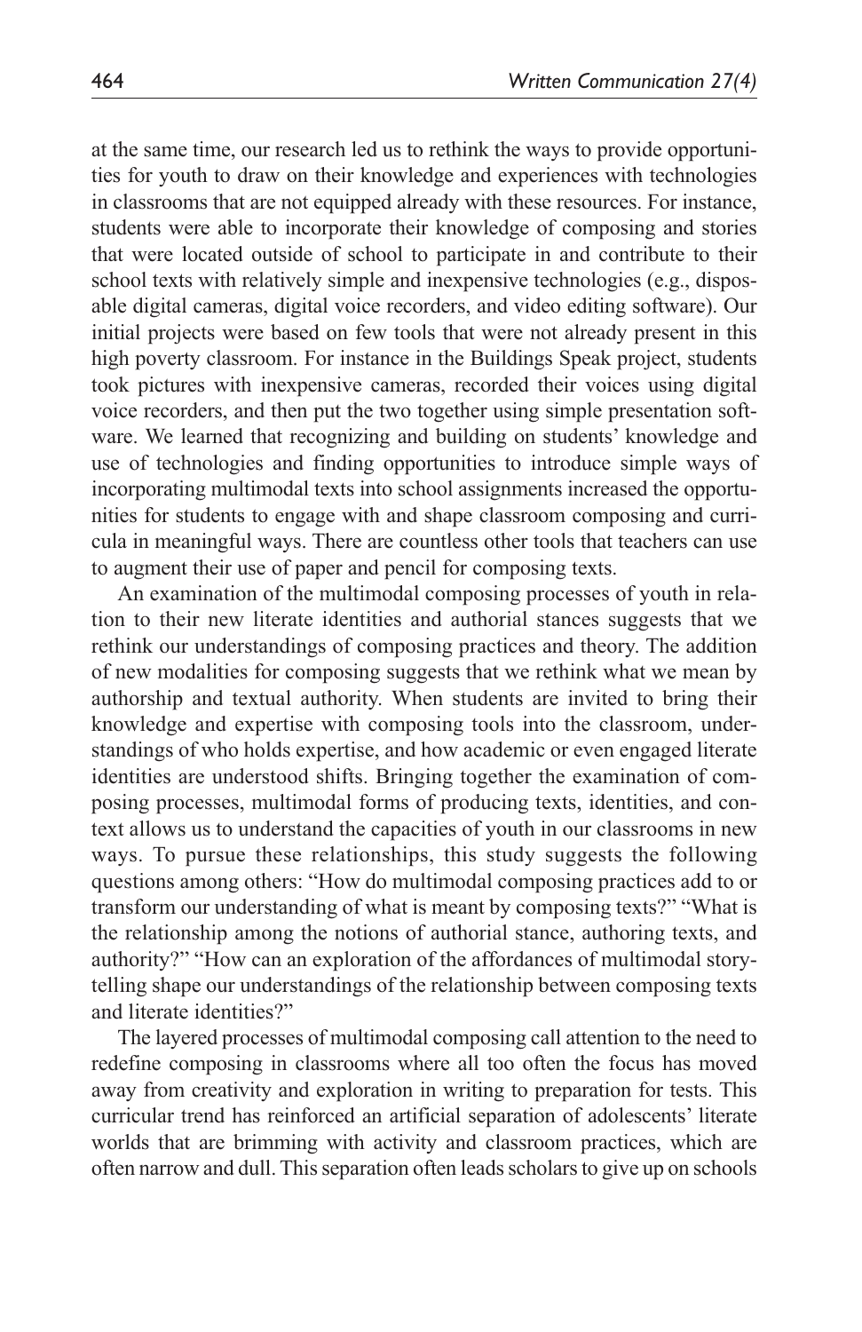at the same time, our research led us to rethink the ways to provide opportunities for youth to draw on their knowledge and experiences with technologies in classrooms that are not equipped already with these resources. For instance, students were able to incorporate their knowledge of composing and stories that were located outside of school to participate in and contribute to their school texts with relatively simple and inexpensive technologies (e.g., disposable digital cameras, digital voice recorders, and video editing software). Our initial projects were based on few tools that were not already present in this high poverty classroom. For instance in the Buildings Speak project, students took pictures with inexpensive cameras, recorded their voices using digital voice recorders, and then put the two together using simple presentation software. We learned that recognizing and building on students' knowledge and use of technologies and finding opportunities to introduce simple ways of incorporating multimodal texts into school assignments increased the opportunities for students to engage with and shape classroom composing and curricula in meaningful ways. There are countless other tools that teachers can use to augment their use of paper and pencil for composing texts.

An examination of the multimodal composing processes of youth in relation to their new literate identities and authorial stances suggests that we rethink our understandings of composing practices and theory. The addition of new modalities for composing suggests that we rethink what we mean by authorship and textual authority. When students are invited to bring their knowledge and expertise with composing tools into the classroom, understandings of who holds expertise, and how academic or even engaged literate identities are understood shifts. Bringing together the examination of composing processes, multimodal forms of producing texts, identities, and context allows us to understand the capacities of youth in our classrooms in new ways. To pursue these relationships, this study suggests the following questions among others: "How do multimodal composing practices add to or transform our understanding of what is meant by composing texts?" "What is the relationship among the notions of authorial stance, authoring texts, and authority?" "How can an exploration of the affordances of multimodal storytelling shape our understandings of the relationship between composing texts and literate identities?"

The layered processes of multimodal composing call attention to the need to redefine composing in classrooms where all too often the focus has moved away from creativity and exploration in writing to preparation for tests. This curricular trend has reinforced an artificial separation of adolescents' literate worlds that are brimming with activity and classroom practices, which are often narrow and dull. This separation often leads scholars to give up on schools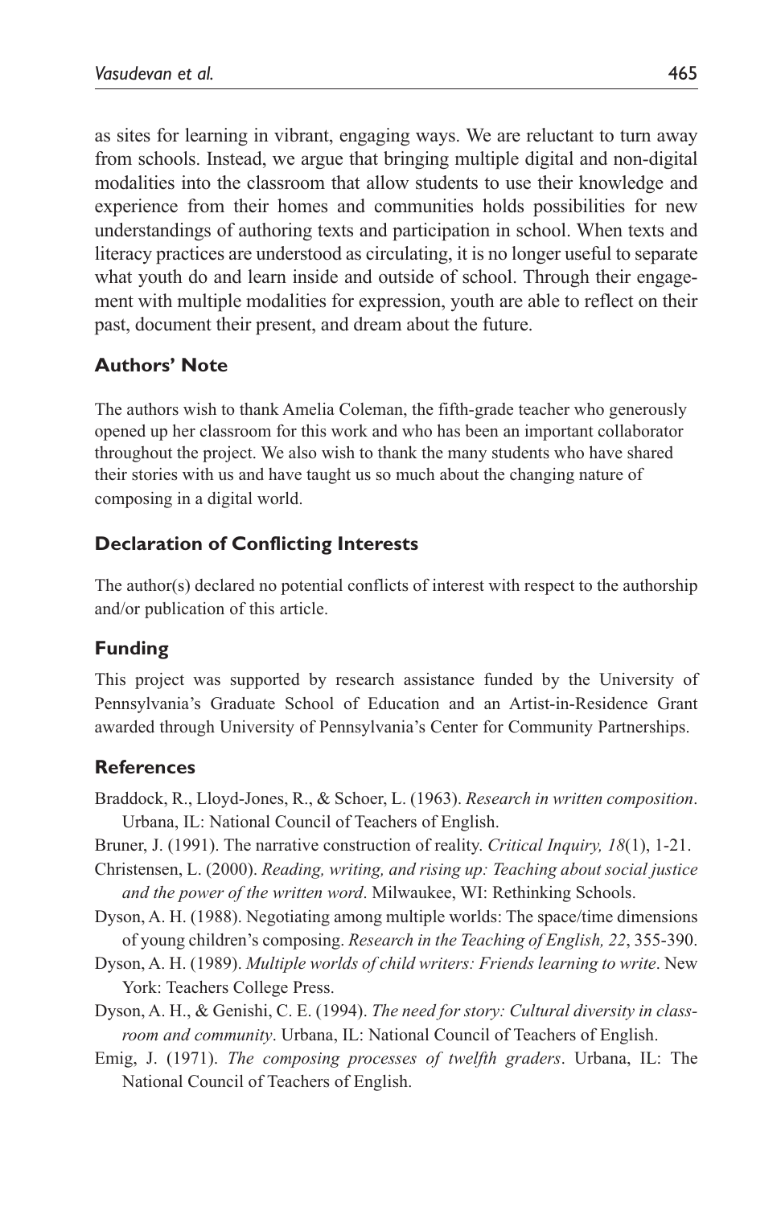as sites for learning in vibrant, engaging ways. We are reluctant to turn away from schools. Instead, we argue that bringing multiple digital and non-digital modalities into the classroom that allow students to use their knowledge and experience from their homes and communities holds possibilities for new understandings of authoring texts and participation in school. When texts and literacy practices are understood as circulating, it is no longer useful to separate what youth do and learn inside and outside of school. Through their engagement with multiple modalities for expression, youth are able to reflect on their past, document their present, and dream about the future.

## Authors' Note

The authors wish to thank Amelia Coleman, the fifth-grade teacher who generously opened up her classroom for this work and who has been an important collaborator throughout the project. We also wish to thank the many students who have shared their stories with us and have taught us so much about the changing nature of composing in a digital world.

## Declaration of Conflicting Interests

The author(s) declared no potential conflicts of interest with respect to the authorship and/or publication of this article.

## Funding

This project was supported by research assistance funded by the University of Pennsylvania's Graduate School of Education and an Artist-in-Residence Grant awarded through University of Pennsylvania's Center for Community Partnerships.

## References

Braddock, R., Lloyd-Jones, R., & Schoer, L. (1963). *Research in written composition*. Urbana, IL: National Council of Teachers of English.

Bruner, J. (1991). The narrative construction of reality. *Critical Inquiry, 18*(1), 1-21.

Christensen, L. (2000). *Reading, writing, and rising up: Teaching about social justice and the power of the written word*. Milwaukee, WI: Rethinking Schools.

Dyson, A. H. (1988). Negotiating among multiple worlds: The space/time dimensions of young children's composing. *Research in the Teaching of English, 22*, 355-390.

Dyson, A. H. (1989). *Multiple worlds of child writers: Friends learning to write*. New York: Teachers College Press.

Dyson, A. H., & Genishi, C. E. (1994). *The need for story: Cultural diversity in classroom and community*. Urbana, IL: National Council of Teachers of English.

Emig, J. (1971). *The composing processes of twelfth graders*. Urbana, IL: The National Council of Teachers of English.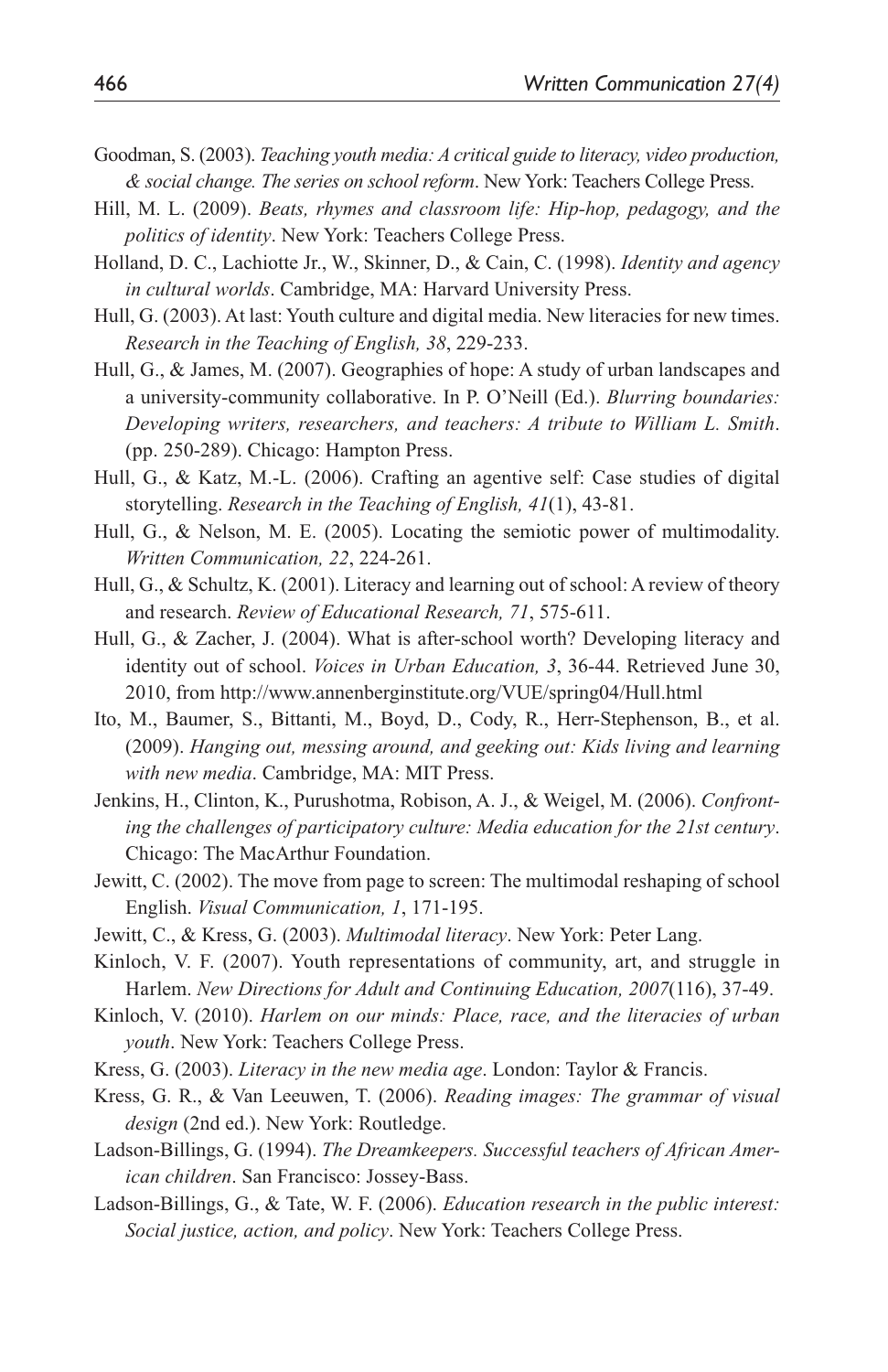Goodman, S. (2003). *Teaching youth media: A critical guide to literacy, video production, & social change. The series on school reform*. New York: Teachers College Press.

Hill, M. L. (2009). *Beats, rhymes and classroom life: Hip-hop, pedagogy, and the politics of identity*. New York: Teachers College Press.

Holland, D. C., Lachiotte Jr., W., Skinner, D., & Cain, C. (1998). *Identity and agency in cultural worlds*. Cambridge, MA: Harvard University Press.

Hull, G. (2003). At last: Youth culture and digital media. New literacies for new times. *Research in the Teaching of English, 38*, 229-233.

Hull, G., & James, M. (2007). Geographies of hope: A study of urban landscapes and a university-community collaborative. In P. O'Neill (Ed.). *Blurring boundaries: Developing writers, researchers, and teachers: A tribute to William L. Smith*. (pp. 250-289). Chicago: Hampton Press.

Hull, G., & Katz, M.-L. (2006). Crafting an agentive self: Case studies of digital storytelling. *Research in the Teaching of English, 41*(1), 43-81.

Hull, G., & Nelson, M. E. (2005). Locating the semiotic power of multimodality. *Written Communication, 22*, 224-261.

Hull, G., & Schultz, K. (2001). Literacy and learning out of school: A review of theory and research. *Review of Educational Research, 71*, 575-611.

Hull, G., & Zacher, J. (2004). What is after-school worth? Developing literacy and identity out of school. *Voices in Urban Education, 3*, 36-44. Retrieved June 30, 2010, from http://www.annenberginstitute.org/VUE/spring04/Hull.html

Ito, M., Baumer, S., Bittanti, M., Boyd, D., Cody, R., Herr-Stephenson, B., et al. (2009). *Hanging out, messing around, and geeking out: Kids living and learning with new media*. Cambridge, MA: MIT Press.

Jenkins, H., Clinton, K., Purushotma, Robison, A. J., & Weigel, M. (2006). *Confronting the challenges of participatory culture: Media education for the 21st century*. Chicago: The MacArthur Foundation.

Jewitt, C. (2002). The move from page to screen: The multimodal reshaping of school English. *Visual Communication, 1*, 171-195.

Jewitt, C., & Kress, G. (2003). *Multimodal literacy*. New York: Peter Lang.

Kinloch, V. F. (2007). Youth representations of community, art, and struggle in Harlem. *New Directions for Adult and Continuing Education, 2007*(116), 37-49.

Kinloch, V. (2010). *Harlem on our minds: Place, race, and the literacies of urban youth*. New York: Teachers College Press.

Kress, G. (2003). *Literacy in the new media age*. London: Taylor & Francis.

Kress, G. R., & Van Leeuwen, T. (2006). *Reading images: The grammar of visual design* (2nd ed.). New York: Routledge.

Ladson-Billings, G. (1994). *The Dreamkeepers. Successful teachers of African American children*. San Francisco: Jossey-Bass.

Ladson-Billings, G., & Tate, W. F. (2006). *Education research in the public interest: Social justice, action, and policy*. New York: Teachers College Press.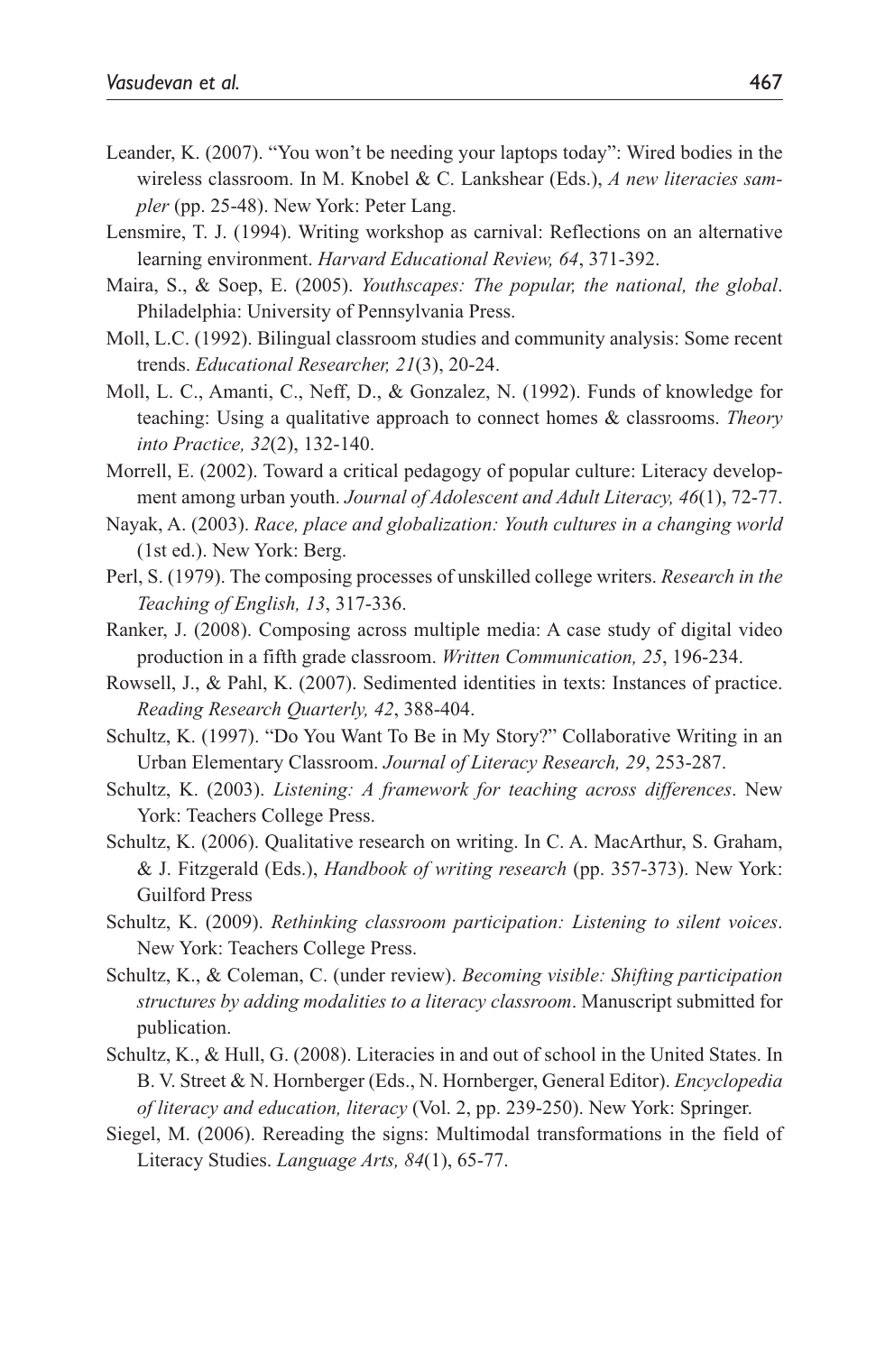Leander, K. (2007). "You won't be needing your laptops today": Wired bodies in the wireless classroom. In M. Knobel & C. Lankshear (Eds.), *A new literacies sampler* (pp. 25-48). New York: Peter Lang.

Lensmire, T. J. (1994). Writing workshop as carnival: Reflections on an alternative learning environment. *Harvard Educational Review, 64*, 371-392.

Maira, S., & Soep, E. (2005). *Youthscapes: The popular, the national, the global*. Philadelphia: University of Pennsylvania Press.

Moll, L.C. (1992). Bilingual classroom studies and community analysis: Some recent trends. *Educational Researcher, 21*(3), 20-24.

Moll, L. C., Amanti, C., Neff, D., & Gonzalez, N. (1992). Funds of knowledge for teaching: Using a qualitative approach to connect homes & classrooms. *Theory into Practice, 32*(2), 132-140.

Morrell, E. (2002). Toward a critical pedagogy of popular culture: Literacy development among urban youth. *Journal of Adolescent and Adult Literacy, 46*(1), 72-77.

Nayak, A. (2003). *Race, place and globalization: Youth cultures in a changing world* (1st ed.). New York: Berg.

Perl, S. (1979). The composing processes of unskilled college writers. *Research in the Teaching of English, 13*, 317-336.

Ranker, J. (2008). Composing across multiple media: A case study of digital video production in a fifth grade classroom. *Written Communication, 25*, 196-234.

Rowsell, J., & Pahl, K. (2007). Sedimented identities in texts: Instances of practice. *Reading Research Quarterly, 42*, 388-404.

Schultz, K. (1997). "Do You Want To Be in My Story?" Collaborative Writing in an Urban Elementary Classroom. *Journal of Literacy Research, 29*, 253-287.

Schultz, K. (2003). *Listening: A framework for teaching across differences*. New York: Teachers College Press.

Schultz, K. (2006). Qualitative research on writing. In C. A. MacArthur, S. Graham, & J. Fitzgerald (Eds.), *Handbook of writing research* (pp. 357-373). New York: Guilford Press

Schultz, K. (2009). *Rethinking classroom participation: Listening to silent voices*. New York: Teachers College Press.

Schultz, K., & Coleman, C. (under review). *Becoming visible: Shifting participation structures by adding modalities to a literacy classroom*. Manuscript submitted for publication.

Schultz, K., & Hull, G. (2008). Literacies in and out of school in the United States. In B. V. Street & N. Hornberger (Eds., N. Hornberger, General Editor). *Encyclopedia of literacy and education, literacy* (Vol. 2, pp. 239-250). New York: Springer.

Siegel, M. (2006). Rereading the signs: Multimodal transformations in the field of Literacy Studies. *Language Arts, 84*(1), 65-77.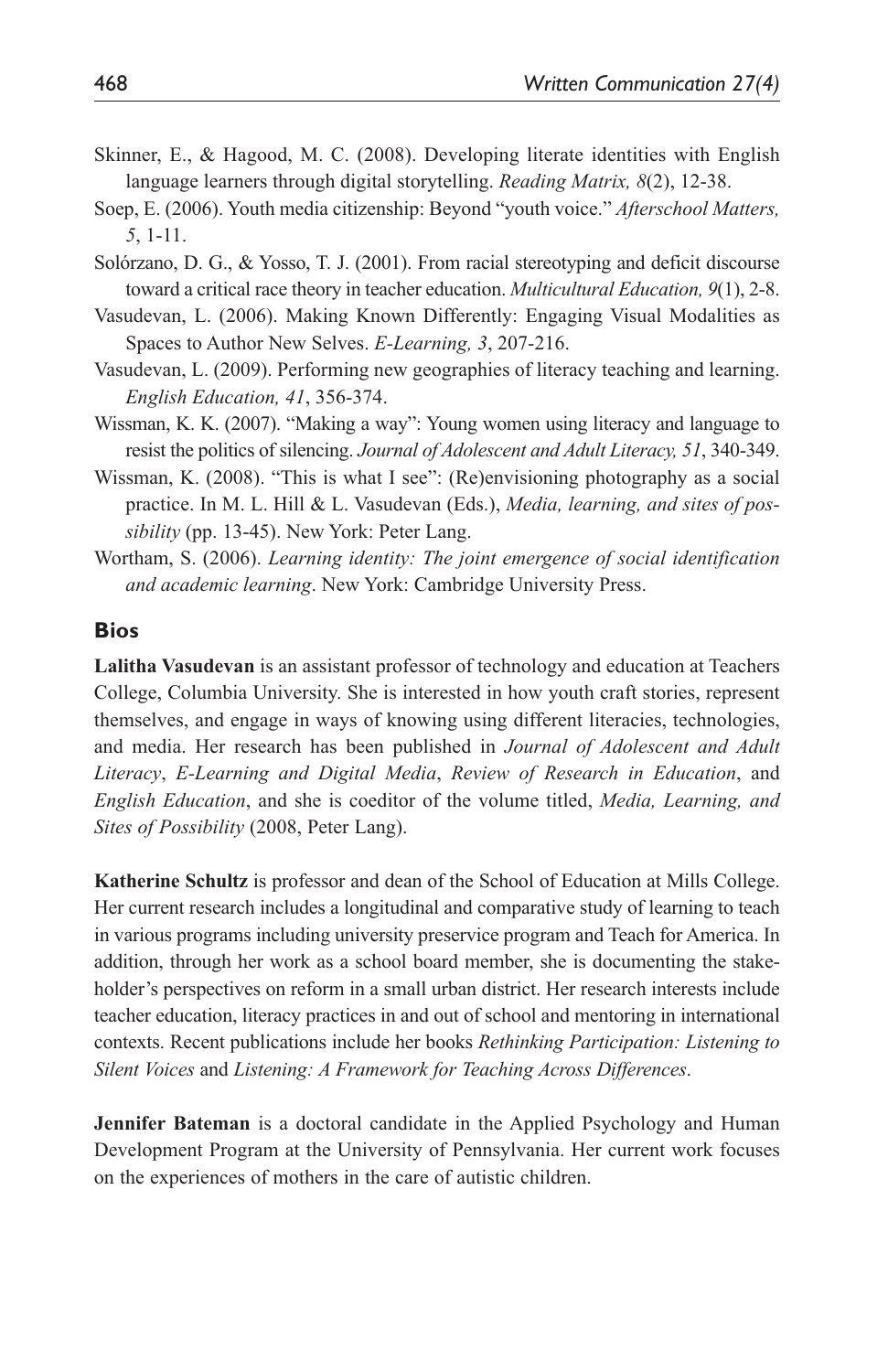Skinner, E., & Hagood, M. C. (2008). Developing literate identities with English language learners through digital storytelling. *Reading Matrix, 8*(2), 12-38.

Soep, E. (2006). Youth media citizenship: Beyond "youth voice." *Afterschool Matters, 5*, 1-11.

Solórzano, D. G., & Yosso, T. J. (2001). From racial stereotyping and deficit discourse toward a critical race theory in teacher education. *Multicultural Education, 9*(1), 2-8.

Vasudevan, L. (2006). Making Known Differently: Engaging Visual Modalities as Spaces to Author New Selves. *E-Learning, 3*, 207-216.

Vasudevan, L. (2009). Performing new geographies of literacy teaching and learning. *English Education, 41*, 356-374.

Wissman, K. K. (2007). "Making a way": Young women using literacy and language to resist the politics of silencing. *Journal of Adolescent and Adult Literacy, 51*, 340-349.

Wissman, K. (2008). "This is what I see": (Re)envisioning photography as a social practice. In M. L. Hill & L. Vasudevan (Eds.), *Media, learning, and sites of possibility* (pp. 13-45). New York: Peter Lang.

Wortham, S. (2006). *Learning identity: The joint emergence of social identification and academic learning*. New York: Cambridge University Press.

## Bios

**Lalitha Vasudevan** is an assistant professor of technology and education at Teachers College, Columbia University. She is interested in how youth craft stories, represent themselves, and engage in ways of knowing using different literacies, technologies, and media. Her research has been published in *Journal of Adolescent and Adult Literacy*, *E-Learning and Digital Media*, *Review of Research in Education*, and *English Education*, and she is coeditor of the volume titled, *Media, Learning, and Sites of Possibility* (2008, Peter Lang).

**Katherine Schultz** is professor and dean of the School of Education at Mills College. Her current research includes a longitudinal and comparative study of learning to teach in various programs including university preservice program and Teach for America. In addition, through her work as a school board member, she is documenting the stakeholder's perspectives on reform in a small urban district. Her research interests include teacher education, literacy practices in and out of school and mentoring in international contexts. Recent publications include her books *Rethinking Participation: Listening to Silent Voices* and *Listening: A Framework for Teaching Across Differences*.

**Jennifer Bateman** is a doctoral candidate in the Applied Psychology and Human Development Program at the University of Pennsylvania. Her current work focuses on the experiences of mothers in the care of autistic children.